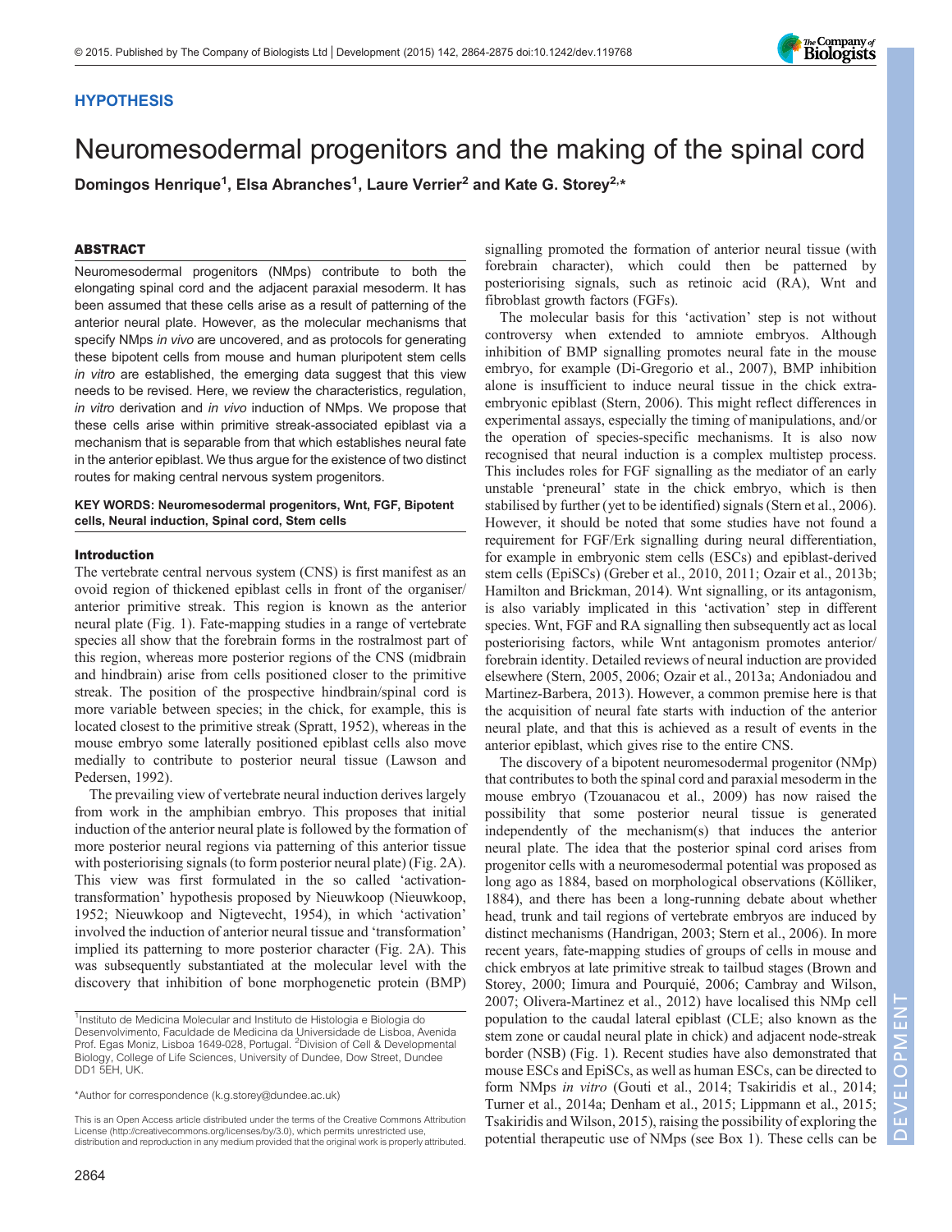HYPOTHESIS

# Neuromesodermal progenitors and the making of the spinal cord

**Domingos Henrique[1], Elsa Abranches[1], Laure Verrier[2] and Kate G. Storey[2,*]**

## ABSTRACT

Neuromesodermal progenitors (NMps) contribute to both the elongating spinal cord and the adjacent paraxial mesoderm. It has been assumed that these cells arise as a result of patterning of the anterior neural plate. However, as the molecular mechanisms that specify NMps *in vivo* are uncovered, and as protocols for generating these bipotent cells from mouse and human pluripotent stem cells *in vitro* are established, the emerging data suggest that this view needs to be revised. Here, we review the characteristics, regulation, *in vitro* derivation and *in vivo* induction of NMps. We propose that these cells arise within primitive streak-associated epiblast via a mechanism that is separable from that which establishes neural fate in the anterior epiblast. We thus argue for the existence of two distinct routes for making central nervous system progenitors.

**KEY WORDS: Neuromesodermal progenitors, Wnt, FGF, Bipotent cells, Neural induction, Spinal cord, Stem cells**

## Introduction

The vertebrate central nervous system (CNS) is first manifest as an ovoid region of thickened epiblast cells in front of the organiser/anterior primitive streak. This region is known as the anterior neural plate (Fig. 1). Fate-mapping studies in a range of vertebrate species all show that the forebrain forms in the rostralmost part of this region, whereas more posterior regions of the CNS (midbrain and hindbrain) arise from cells positioned closer to the primitive streak. The position of the prospective hindbrain/spinal cord is more variable between species; in the chick, for example, this is located closest to the primitive streak (Spratt, 1952), whereas in the mouse embryo some laterally positioned epiblast cells also move medially to contribute to posterior neural tissue (Lawson and Pedersen, 1992).

The prevailing view of vertebrate neural induction derives largely from work in the amphibian embryo. This proposes that initial induction of the anterior neural plate is followed by the formation of more posterior neural regions via patterning of this anterior tissue with posteriorising signals (to form posterior neural plate) (Fig. 2A). This view was first formulated in the so called 'activation-transformation' hypothesis proposed by Nieuwkoop (Nieuwkoop, 1952; Nieuwkoop and Nigtevecht, 1954), in which 'activation' involved the induction of anterior neural tissue and 'transformation' implied its patterning to more posterior character (Fig. 2A). This was subsequently substantiated at the molecular level with the discovery that inhibition of bone morphogenetic protein (BMP) signalling promoted the formation of anterior neural tissue (with forebrain character), which could then be patterned by posteriorising signals, such as retinoic acid (RA), Wnt and fibroblast growth factors (FGFs).

The molecular basis for this 'activation' step is not without controversy when extended to amniote embryos. Although inhibition of BMP signalling promotes neural fate in the mouse embryo, for example (Di-Gregorio et al., 2007), BMP inhibition alone is insufficient to induce neural tissue in the chick extra-embryonic epiblast (Stern, 2006). This might reflect differences in experimental assays, especially the timing of manipulations, and/or the operation of species-specific mechanisms. It is also now recognised that neural induction is a complex multistep process. This includes roles for FGF signalling as the mediator of an early unstable 'preneural' state in the chick embryo, which is then stabilised by further (yet to be identified) signals (Stern et al., 2006). However, it should be noted that some studies have not found a requirement for FGF/Erk signalling during neural differentiation, for example in embryonic stem cells (ESCs) and epiblast-derived stem cells (EpiSCs) (Greber et al., 2010, 2011; Ozair et al., 2013b; Hamilton and Brickman, 2014). Wnt signalling, or its antagonism, is also variably implicated in this 'activation' step in different species. Wnt, FGF and RA signalling then subsequently act as local posteriorising factors, while Wnt antagonism promotes anterior/forebrain identity. Detailed reviews of neural induction are provided elsewhere (Stern, 2005, 2006; Ozair et al., 2013a; Andoniadou and Martinez-Barbera, 2013). However, a common premise here is that the acquisition of neural fate starts with induction of the anterior neural plate, and that this is achieved as a result of events in the anterior epiblast, which gives rise to the entire CNS.

The discovery of a bipotent neuromesodermal progenitor (NMp) that contributes to both the spinal cord and paraxial mesoderm in the mouse embryo (Tzouanacou et al., 2009) has now raised the possibility that some posterior neural tissue is generated independently of the mechanism(s) that induces the anterior neural plate. The idea that the posterior spinal cord arises from progenitor cells with a neuromesodermal potential was proposed as long ago as 1884, based on morphological observations (Kölliker, 1884), and there has been a long-running debate about whether head, trunk and tail regions of vertebrate embryos are induced by distinct mechanisms (Handrigan, 2003; Stern et al., 2006). In more recent years, fate-mapping studies of groups of cells in mouse and chick embryos at late primitive streak to tailbud stages (Brown and Storey, 2000; Iimura and Pourquié, 2006; Cambray and Wilson, 2007; Olivera-Martinez et al., 2012) have localised this NMp cell population to the caudal lateral epiblast (CLE; also known as the stem zone or caudal neural plate in chick) and adjacent node-streak border (NSB) (Fig. 1). Recent studies have also demonstrated that mouse ESCs and EpiSCs, as well as human ESCs, can be directed to form NMps *in vitro* (Gouti et al., 2014; Tsakiridis et al., 2014; Turner et al., 2014a; Denham et al., 2015; Lippmann et al., 2015; Tsakiridis and Wilson, 2015), raising the possibility of exploring the potential therapeutic use of NMps (see Box 1). These cells can be

---

[1]Instituto de Medicina Molecular and Instituto de Histologia e Biologia do Desenvolvimento, Faculdade de Medicina da Universidade de Lisboa, Avenida Prof. Egas Moniz, Lisboa 1649-028, Portugal. [2]Division of Cell & Developmental Biology, College of Life Sciences, University of Dundee, Dow Street, Dundee DD1 5EH, UK.

*Author for correspondence (k.g.storey@dundee.ac.uk)

This is an Open Access article distributed under the terms of the Creative Commons Attribution License (http://creativecommons.org/licenses/by/3.0), which permits unrestricted use, distribution and reproduction in any medium provided that the original work is properly attributed.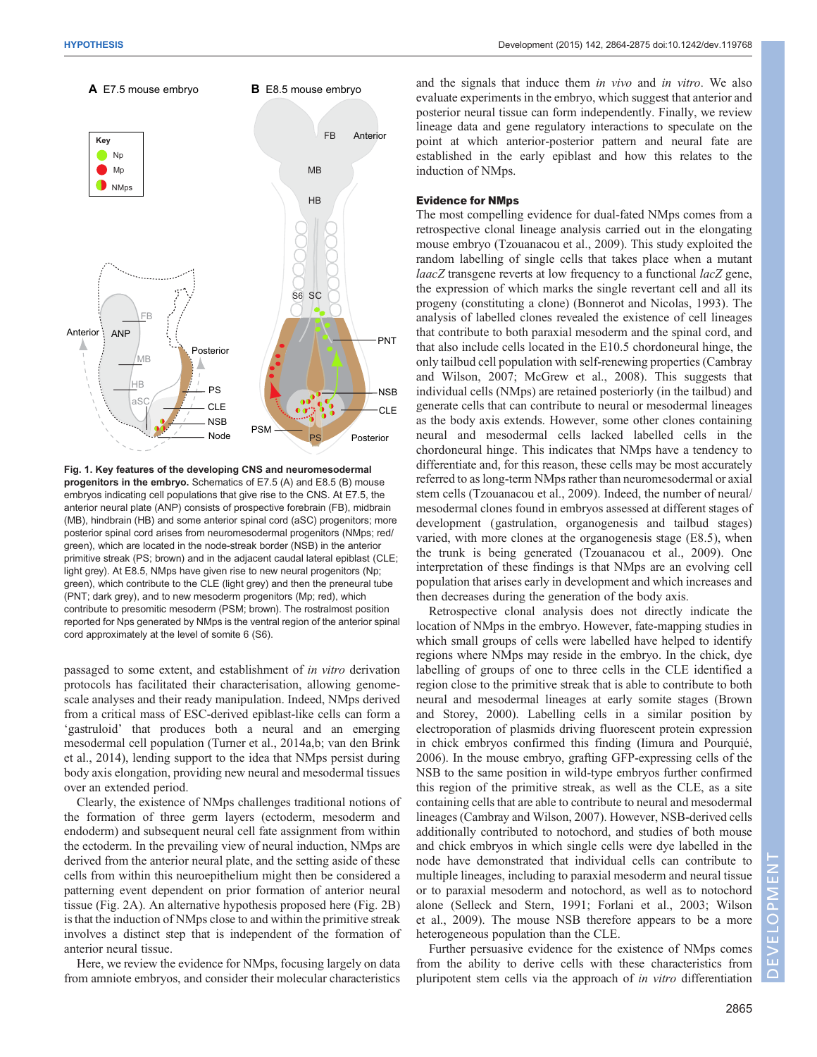**Fig. 1. Key features of the developing CNS and neuromesodermal progenitors in the embryo.** Schematics of E7.5 (A) and E8.5 (B) mouse embryos indicating cell populations that give rise to the CNS. At E7.5, the anterior neural plate (ANP) consists of prospective forebrain (FB), midbrain (MB), hindbrain (HB) and some anterior spinal cord (aSC) progenitors; more posterior spinal cord arises from neuromesodermal progenitors (NMPs; red/green), which are located in the node-streak border (NSB) in the anterior primitive streak (PS; brown) and in the adjacent caudal lateral epiblast (CLE; light grey). At E8.5, NMPs have given rise to new neural progenitors (Np; green), which contribute to the CLE (light grey) and then the preneural tube (PNT; dark grey), and to new mesoderm progenitors (Mp; red), which contribute to presomitic mesoderm (PSM; brown). The rostralmost position reported for Nps generated by NMPs is the ventral region of the anterior spinal cord approximately at the level of somite 6 (S6).

passaged to some extent, and establishment of *in vitro* derivation protocols has facilitated their characterisation, allowing genome-scale analyses and their ready manipulation. Indeed, NMPs derived from a critical mass of ESC-derived epiblast-like cells can form a 'gastruloid' that produces both a neural and an emerging mesodermal cell population (Turner et al., 2014a,b; van den Brink et al., 2014), lending support to the idea that NMPs persist during body axis elongation, providing new neural and mesodermal tissues over an extended period.

Clearly, the existence of NMPs challenges traditional notions of the formation of three germ layers (ectoderm, mesoderm and endoderm) and subsequent neural cell fate assignment from within the ectoderm. In the prevailing view of neural induction, NMPs are derived from the anterior neural plate, and the setting aside of these cells from within this neuroepithelium might then be considered a patterning event dependent on prior formation of anterior neural tissue (Fig. 2A). An alternative hypothesis proposed here (Fig. 2B) is that the induction of NMPs close to and within the primitive streak involves a distinct step that is independent of the formation of anterior neural tissue.

Here, we review the evidence for NMPs, focusing largely on data from amniote embryos, and consider their molecular characteristics and the signals that induce them *in vivo* and *in vitro*. We also evaluate experiments in the embryo, which suggest that anterior and posterior neural tissue can form independently. Finally, we review lineage data and gene regulatory interactions to speculate on the point at which anterior-posterior pattern and neural fate are established in the early epiblast and how this relates to the induction of NMPs.

## Evidence for NMPs

The most compelling evidence for dual-fated NMPs comes from a retrospective clonal lineage analysis carried out in the elongating mouse embryo (Tzouanacou et al., 2009). This study exploited the random labelling of single cells that takes place when a mutant *laacZ* transgene reverts at low frequency to a functional *lacZ* gene, the expression of which marks the single revertant cell and all its progeny (constituting a clone) (Bonnerot and Nicolas, 1993). The analysis of labelled clones revealed the existence of cell lineages that contribute to both paraxial mesoderm and the spinal cord, and that also include cells located in the E10.5 chordoneural hinge, the only tailbud cell population with self-renewing properties (Cambray and Wilson, 2007; McGrew et al., 2008). This suggests that individual cells (NMPs) are retained posteriorly (in the tailbud) and generate cells that can contribute to neural or mesodermal lineages as the body axis extends. However, other clones containing neural and mesodermal cells lacked labelled cells in the chordoneural hinge. This indicates that NMPs have a tendency to differentiate and, for this reason, these cells may be most accurately referred to as long-term NMPs rather than neuromesodermal or axial stem cells (Tzouanacou et al., 2009). Indeed, the number of neural/mesodermal clones found in embryos assessed at different stages of development (gastrulation, organogenesis and tailbud stages) varied, with more clones at the organogenesis stage (E8.5), when the trunk is being generated (Tzouanacou et al., 2009). One interpretation of these findings is that NMPs are an evolving cell population that arises early in development and which increases and then decreases during the generation of the body axis.

Retrospective clonal analysis does not directly indicate the location of NMPs in the embryo. However, fate-mapping studies in which small groups of cells were labelled have helped to identify regions where NMPs may reside in the embryo. In the chick, dye labelling of groups of one to three cells in the CLE identified a region close to the primitive streak that is able to contribute to both neural and mesodermal lineages at early somite stages (Brown and Storey, 2000). Labelling cells in a similar position by electroporation of plasmids driving fluorescent protein expression in chick embryos confirmed this finding (Iimura and Pourquié, 2006). In the mouse embryo, grafting GFP-expressing cells of the NSB to the same position in wild-type embryos further confirmed this region of the primitive streak, as well as the CLE, as a site containing cells that are able to contribute to neural and mesodermal lineages (Cambray and Wilson, 2007). However, NSB-derived cells additionally contributed to notochord, and studies of both mouse and chick embryos in which single cells were dye labelled in the node have demonstrated that individual cells can contribute to multiple lineages, including to paraxial mesoderm and neural tissue or to paraxial mesoderm and notochord, as well as to notochord alone (Selleck and Stern, 1991; Forlani et al., 2003; Wilson et al., 2009). The mouse NSB therefore appears to be a more heterogeneous population than the CLE.

Further persuasive evidence for the existence of NMPs comes from the ability to derive cells with these characteristics from pluripotent stem cells via the approach of *in vitro* differentiation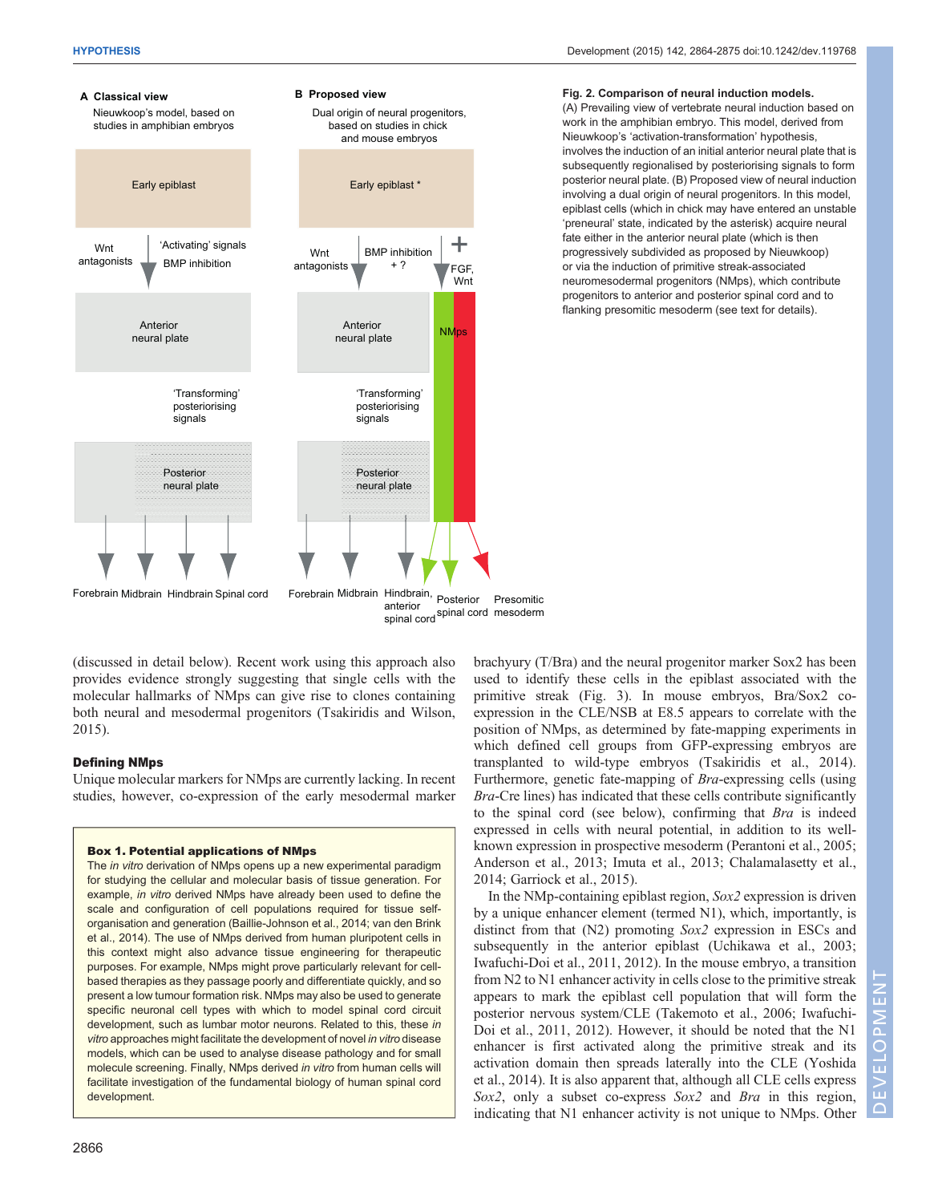**Fig. 2. Comparison of neural induction models.** (A) Prevailing view of vertebrate neural induction based on work in the amphibian embryo. This model, derived from Nieuwkoop's 'activation-transformation' hypothesis, involves the induction of an initial anterior neural plate that is subsequently regionalised by posteriorising signals to form posterior neural plate. (B) Proposed view of neural induction involving a dual origin of neural progenitors. In this model, epiblast cells (which in chick may have entered an unstable 'preneural' state, indicated by the asterisk) acquire neural fate either in the anterior neural plate (which is then progressively subdivided as proposed by Nieuwkoop) or via the induction of primitive streak-associated neuromesodermal progenitors (NMps), which contribute progenitors to anterior and posterior spinal cord and to flanking presomitic mesoderm (see text for details).

(discussed in detail below). Recent work using this approach also provides evidence strongly suggesting that single cells with the molecular hallmarks of NMps can give rise to clones containing both neural and mesodermal progenitors (Tsakiridis and Wilson, 2015).

### Defining NMps

Unique molecular markers for NMps are currently lacking. In recent studies, however, co-expression of the early mesodermal marker brachyury (T/Bra) and the neural progenitor marker Sox2 has been used to identify these cells in the epiblast associated with the primitive streak (Fig. 3). In mouse embryos, Bra/Sox2 co-expression in the CLE/NSB at E8.5 appears to correlate with the position of NMps, as determined by fate-mapping experiments in which defined cell groups from GFP-expressing embryos are transplanted to wild-type embryos (Tsakiridis et al., 2014). Furthermore, genetic fate-mapping of *Bra*-expressing cells (using *Bra*-Cre lines) has indicated that these cells contribute significantly to the spinal cord (see below), confirming that *Bra* is indeed expressed in cells with neural potential, in addition to its well-known expression in prospective mesoderm (Perantoni et al., 2005; Anderson et al., 2013; Imuta et al., 2013; Chalamalasetty et al., 2014; Garriock et al., 2015).

In the NMp-containing epiblast region, *Sox2* expression is driven by a unique enhancer element (termed N1), which, importantly, is distinct from that (N2) promoting *Sox2* expression in ESCs and subsequently in the anterior epiblast (Uchikawa et al., 2003; Iwafuchi-Doi et al., 2011, 2012). In the mouse embryo, a transition from N2 to N1 enhancer activity in cells close to the primitive streak appears to mark the epiblast cell population that will form the posterior nervous system/CLE (Takemoto et al., 2006; Iwafuchi-Doi et al., 2011, 2012). However, it should be noted that the N1 enhancer is first activated along the primitive streak and its activation domain then spreads laterally into the CLE (Yoshida et al., 2014). It is also apparent that, although all CLE cells express *Sox2*, only a subset co-express *Sox2* and *Bra* in this region, indicating that N1 enhancer activity is not unique to NMps. Other

> **Box 1. Potential applications of NMps**
>
> The *in vitro* derivation of NMps opens up a new experimental paradigm for studying the cellular and molecular basis of tissue generation. For example, *in vitro* derived NMps have already been used to define the scale and configuration of cell populations required for tissue self-organisation and generation (Baillie-Johnson et al., 2014; van den Brink et al., 2014). The use of NMps derived from human pluripotent cells in this context might also advance tissue engineering for therapeutic purposes. For example, NMps might prove particularly relevant for cell-based therapies as they passage poorly and differentiate quickly, and so present a low tumour formation risk. NMps may also be used to generate specific neuronal cell types with which to model spinal cord circuit development, such as lumbar motor neurons. Related to this, these *in vitro* approaches might facilitate the development of novel *in vitro* disease models, which can be used to analyse disease pathology and for small molecule screening. Finally, NMps derived *in vitro* from human cells will facilitate investigation of the fundamental biology of human spinal cord development.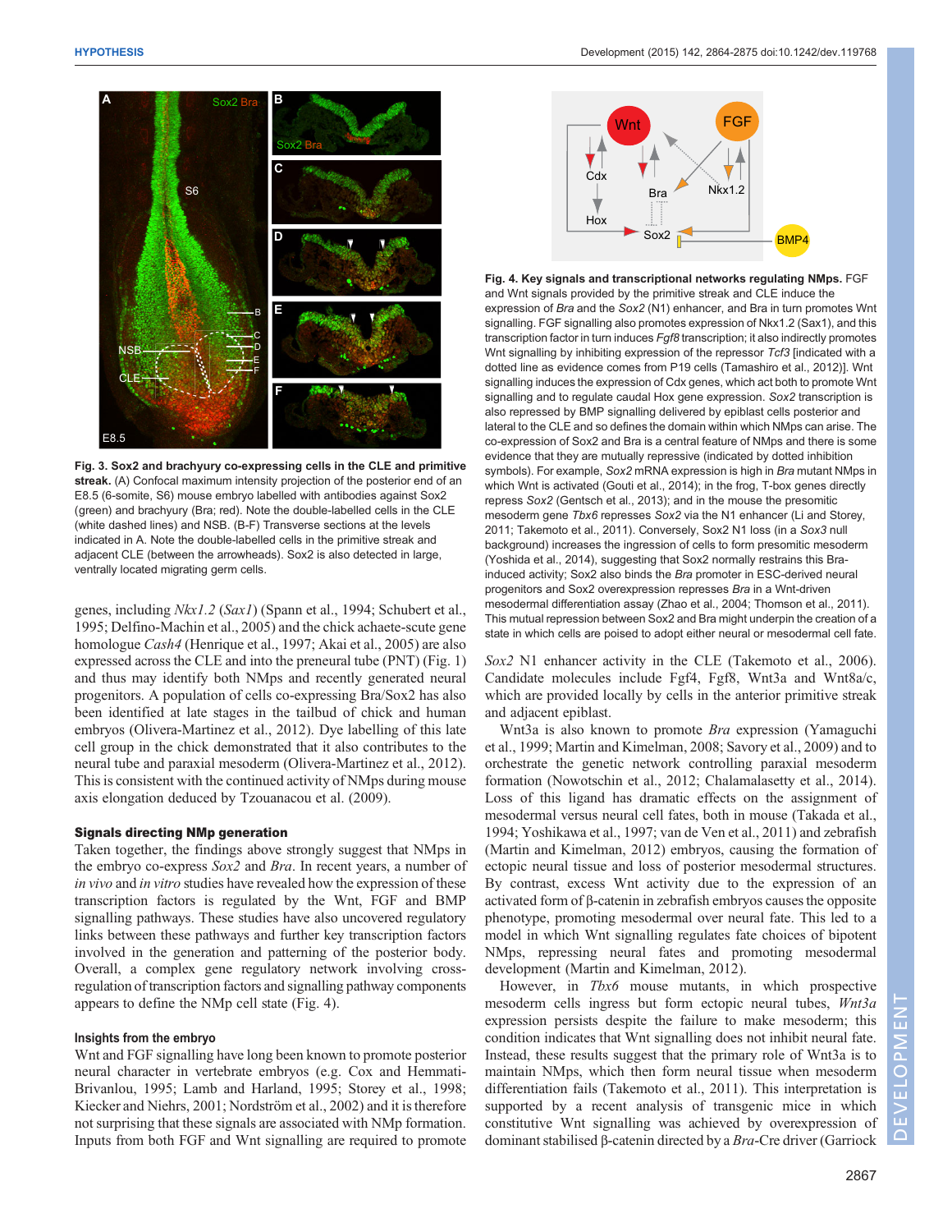Fig. 3. **Sox2 and brachyury co-expressing cells in the CLE and primitive streak.** (A) Confocal maximum intensity projection of the posterior end of an E8.5 (6-somite, S6) mouse embryo labelled with antibodies against Sox2 (green) and brachyury (Bra; red). Note the double-labelled cells in the CLE (white dashed lines) and NSB. (B-F) Transverse sections at the levels indicated in A. Note the double-labelled cells in the primitive streak and adjacent CLE (between the arrowheads). Sox2 is also detected in large, ventrally located migrating germ cells.

genes, including *Nkx1.2* (*Sax1*) (Spann et al., 1994; Schubert et al., 1995; Delfino-Machin et al., 2005) and the chick achaete-scute gene homologue *Cash4* (Henrique et al., 1997; Akai et al., 2005) are also expressed across the CLE and into the preneural tube (PNT) (Fig. 1) and thus may identify both NMps and recently generated neural progenitors. A population of cells co-expressing Bra/Sox2 has also been identified at late stages in the tailbud of chick and human embryos (Olivera-Martinez et al., 2012). Dye labelling of this late cell group in the chick demonstrated that it also contributes to the neural tube and paraxial mesoderm (Olivera-Martinez et al., 2012). This is consistent with the continued activity of NMps during mouse axis elongation deduced by Tzouanacou et al. (2009).

### Signals directing NMp generation

Taken together, the findings above strongly suggest that NMps in the embryo co-express *Sox2* and *Bra*. In recent years, a number of *in vivo* and *in vitro* studies have revealed how the expression of these transcription factors is regulated by the Wnt, FGF and BMP signalling pathways. These studies have also uncovered regulatory links between these pathways and further key transcription factors involved in the generation and patterning of the posterior body. Overall, a complex gene regulatory network involving cross-regulation of transcription factors and signalling pathway components appears to define the NMp cell state (Fig. 4).

#### Insights from the embryo

Wnt and FGF signalling have long been known to promote posterior neural character in vertebrate embryos (e.g. Cox and Hemmati-Brivanlou, 1995; Lamb and Harland, 1995; Storey et al., 1998; Kiecker and Niehrs, 2001; Nordström et al., 2002) and it is therefore not surprising that these signals are associated with NMp formation. Inputs from both FGF and Wnt signalling are required to promote

Fig. 4. **Key signals and transcriptional networks regulating NMps.** FGF and Wnt signals provided by the primitive streak and CLE induce the expression of *Bra* and the *Sox2* (N1) enhancer, and Bra in turn promotes Wnt signalling. FGF signalling also promotes expression of Nkx1.2 (Sax1), and this transcription factor in turn induces *Fgf8* transcription; it also indirectly promotes Wnt signalling by inhibiting expression of the repressor *Tcf3* [indicated with a dotted line as evidence comes from P19 cells (Tamashiro et al., 2012)]. Wnt signalling induces the expression of Cdx genes, which act both to promote Wnt signalling and to regulate caudal Hox gene expression. *Sox2* transcription is also repressed by BMP signalling delivered by epiblast cells posterior and lateral to the CLE and so defines the domain within which NMps can arise. The co-expression of Sox2 and Bra is a central feature of NMps and there is some evidence that they are mutually repressive (indicated by dotted inhibition symbols). For example, *Sox2* mRNA expression is high in *Bra* mutant NMps in which Wnt is activated (Gouti et al., 2014); in the frog, T-box genes directly repress *Sox2* (Gentsch et al., 2013); and in the mouse the presomitic mesoderm gene *Tbx6* represses *Sox2* via the N1 enhancer (Li and Storey, 2011; Takemoto et al., 2011). Conversely, Sox2 N1 loss (in a *Sox3* null background) increases the ingression of cells to form presomitic mesoderm (Yoshida et al., 2014), suggesting that Sox2 normally restrains this Bra-induced activity; Sox2 also binds the *Bra* promoter in ESC-derived neural progenitors and Sox2 overexpression represses *Bra* in a Wnt-driven mesodermal differentiation assay (Zhao et al., 2004; Thomson et al., 2011). This mutual repression between Sox2 and Bra might underpin the creation of a state in which cells are poised to adopt either neural or mesodermal cell fate.

*Sox2* N1 enhancer activity in the CLE (Takemoto et al., 2006). Candidate molecules include Fgf4, Fgf8, Wnt3a and Wnt8a/c, which are provided locally by cells in the anterior primitive streak and adjacent epiblast.

Wnt3a is also known to promote *Bra* expression (Yamaguchi et al., 1999; Martin and Kimelman, 2008; Savory et al., 2009) and to orchestrate the genetic network controlling paraxial mesoderm formation (Nowotschin et al., 2012; Chalamalasetty et al., 2014). Loss of this ligand has dramatic effects on the assignment of mesodermal versus neural cell fates, both in mouse (Takada et al., 1994; Yoshikawa et al., 1997; van de Ven et al., 2011) and zebrafish (Martin and Kimelman, 2012) embryos, causing the formation of ectopic neural tissue and loss of posterior mesodermal structures. By contrast, excess Wnt activity due to the expression of an activated form of β-catenin in zebrafish embryos causes the opposite phenotype, promoting mesodermal over neural fate. This led to a model in which Wnt signalling regulates fate choices of bipotent NMps, repressing neural fates and promoting mesodermal development (Martin and Kimelman, 2012).

However, in *Tbx6* mouse mutants, in which prospective mesoderm cells ingress but form ectopic neural tubes, *Wnt3a* expression persists despite the failure to make mesoderm; this condition indicates that Wnt signalling does not inhibit neural fate. Instead, these results suggest that the primary role of Wnt3a is to maintain NMps, which then form neural tissue when mesoderm differentiation fails (Takemoto et al., 2011). This interpretation is supported by a recent analysis of transgenic mice in which constitutive Wnt signalling was achieved by overexpression of dominant stabilised β-catenin directed by a *Bra*-Cre driver (Garriock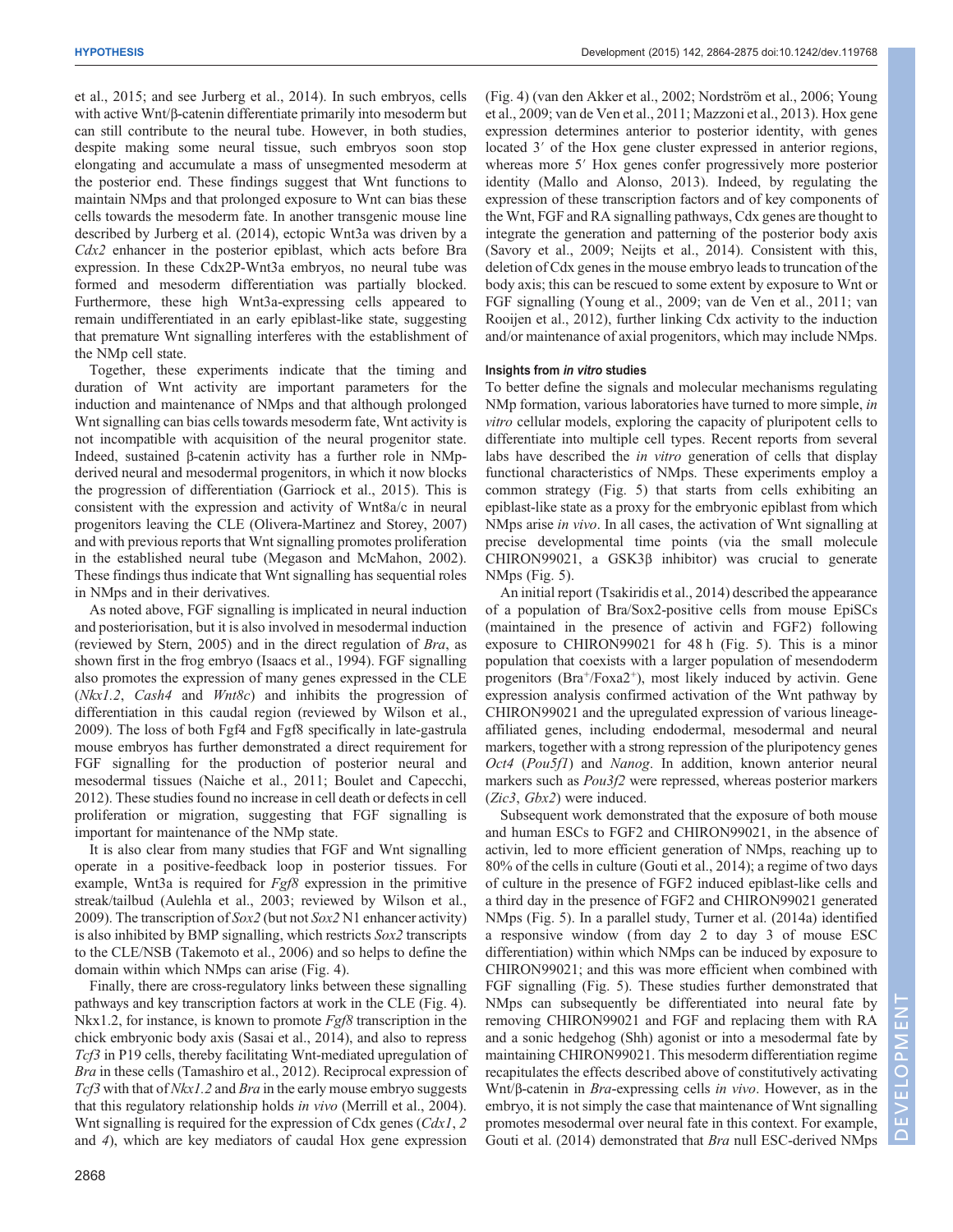et al., 2015; and see Jurberg et al., 2014). In such embryos, cells with active Wnt/β-catenin differentiate primarily into mesoderm but can still contribute to the neural tube. However, in both studies, despite making some neural tissue, such embryos soon stop elongating and accumulate a mass of unsegmented mesoderm at the posterior end. These findings suggest that Wnt functions to maintain NMps and that prolonged exposure to Wnt can bias these cells towards the mesoderm fate. In another transgenic mouse line described by Jurberg et al. (2014), ectopic Wnt3a was driven by a *Cdx2* enhancer in the posterior epiblast, which acts before Bra expression. In these Cdx2P-Wnt3a embryos, no neural tube was formed and mesoderm differentiation was partially blocked. Furthermore, these high Wnt3a-expressing cells appeared to remain undifferentiated in an early epiblast-like state, suggesting that premature Wnt signalling interferes with the establishment of the NMp cell state.

Together, these experiments indicate that the timing and duration of Wnt activity are important parameters for the induction and maintenance of NMps and that although prolonged Wnt signalling can bias cells towards mesoderm fate, Wnt activity is not incompatible with acquisition of the neural progenitor state. Indeed, sustained β-catenin activity has a further role in NMp-derived neural and mesodermal progenitors, in which it now blocks the progression of differentiation (Garriock et al., 2015). This is consistent with the expression and activity of Wnt8a/c in neural progenitors leaving the CLE (Olivera-Martinez and Storey, 2007) and with previous reports that Wnt signalling promotes proliferation in the established neural tube (Megason and McMahon, 2002). These findings thus indicate that Wnt signalling has sequential roles in NMps and in their derivatives.

As noted above, FGF signalling is implicated in neural induction and posteriorisation, but it is also involved in mesodermal induction (reviewed by Stern, 2005) and in the direct regulation of *Bra*, as shown first in the frog embryo (Isaacs et al., 1994). FGF signalling also promotes the expression of many genes expressed in the CLE (*Nkx1.2*, *Cash4* and *Wnt8c*) and inhibits the progression of differentiation in this caudal region (reviewed by Wilson et al., 2009). The loss of both Fgf4 and Fgf8 specifically in late-gastrula mouse embryos has further demonstrated a direct requirement for FGF signalling for the production of posterior neural and mesodermal tissues (Naiche et al., 2011; Boulet and Capecchi, 2012). These studies found no increase in cell death or defects in cell proliferation or migration, suggesting that FGF signalling is important for maintenance of the NMp state.

It is also clear from many studies that FGF and Wnt signalling operate in a positive-feedback loop in posterior tissues. For example, Wnt3a is required for *Fgf8* expression in the primitive streak/tailbud (Aulehla et al., 2003; reviewed by Wilson et al., 2009). The transcription of *Sox2* (but not *Sox2* N1 enhancer activity) is also inhibited by BMP signalling, which restricts *Sox2* transcripts to the CLE/NSB (Takemoto et al., 2006) and so helps to define the domain within which NMps can arise (Fig. 4).

Finally, there are cross-regulatory links between these signalling pathways and key transcription factors at work in the CLE (Fig. 4). Nkx1.2, for instance, is known to promote *Fgf8* transcription in the chick embryonic body axis (Sasai et al., 2014), and also to repress *Tcf3* in P19 cells, thereby facilitating Wnt-mediated upregulation of *Bra* in these cells (Tamashiro et al., 2012). Reciprocal expression of *Tcf3* with that of *Nkx1.2* and *Bra* in the early mouse embryo suggests that this regulatory relationship holds *in vivo* (Merrill et al., 2004). Wnt signalling is required for the expression of Cdx genes (*Cdx1*, *2* and *4*), which are key mediators of caudal Hox gene expression (Fig. 4) (van den Akker et al., 2002; Nordström et al., 2006; Young et al., 2009; van de Ven et al., 2011; Mazzoni et al., 2013). Hox gene expression determines anterior to posterior identity, with genes located 3′ of the Hox gene cluster expressed in anterior regions, whereas more 5′ Hox genes confer progressively more posterior identity (Mallo and Alonso, 2013). Indeed, by regulating the expression of these transcription factors and of key components of the Wnt, FGF and RA signalling pathways, Cdx genes are thought to integrate the generation and patterning of the posterior body axis (Savory et al., 2009; Neijts et al., 2014). Consistent with this, deletion of Cdx genes in the mouse embryo leads to truncation of the body axis; this can be rescued to some extent by exposure to Wnt or FGF signalling (Young et al., 2009; van de Ven et al., 2011; van Rooijen et al., 2012), further linking Cdx activity to the induction and/or maintenance of axial progenitors, which may include NMps.

#### Insights from *in vitro* studies

To better define the signals and molecular mechanisms regulating NMp formation, various laboratories have turned to more simple, *in vitro* cellular models, exploring the capacity of pluripotent cells to differentiate into multiple cell types. Recent reports from several labs have described the *in vitro* generation of cells that display functional characteristics of NMps. These experiments employ a common strategy (Fig. 5) that starts from cells exhibiting an epiblast-like state as a proxy for the embryonic epiblast from which NMps arise *in vivo*. In all cases, the activation of Wnt signalling at precise developmental time points (via the small molecule CHIRON99021, a GSK3β inhibitor) was crucial to generate NMps (Fig. 5).

An initial report (Tsakiridis et al., 2014) described the appearance of a population of Bra/Sox2-positive cells from mouse EpiSCs (maintained in the presence of activin and FGF2) following exposure to CHIRON99021 for 48 h (Fig. 5). This is a minor population that coexists with a larger population of mesendoderm progenitors (Bra$^{+}$/Foxa2$^{+}$), most likely induced by activin. Gene expression analysis confirmed activation of the Wnt pathway by CHIRON99021 and the upregulated expression of various lineage-affiliated genes, including endodermal, mesodermal and neural markers, together with a strong repression of the pluripotency genes *Oct4* (*Pou5f1*) and *Nanog*. In addition, known anterior neural markers such as *Pou3f2* were repressed, whereas posterior markers (*Zic3*, *Gbx2*) were induced.

Subsequent work demonstrated that the exposure of both mouse and human ESCs to FGF2 and CHIRON99021, in the absence of activin, led to more efficient generation of NMps, reaching up to 80% of the cells in culture (Gouti et al., 2014); a regime of two days of culture in the presence of FGF2 induced epiblast-like cells and a third day in the presence of FGF2 and CHIRON99021 generated NMps (Fig. 5). In a parallel study, Turner et al. (2014a) identified a responsive window (from day 2 to day 3 of mouse ESC differentiation) within which NMps can be induced by exposure to CHIRON99021; and this was more efficient when combined with FGF signalling (Fig. 5). These studies further demonstrated that NMps can subsequently be differentiated into neural fate by removing CHIRON99021 and FGF and replacing them with RA and a sonic hedgehog (Shh) agonist or into a mesodermal fate by maintaining CHIRON99021. This mesoderm differentiation regime recapitulates the effects described above of constitutively activating Wnt/β-catenin in *Bra*-expressing cells *in vivo*. However, as in the embryo, it is not simply the case that maintenance of Wnt signalling promotes mesodermal over neural fate in this context. For example, Gouti et al. (2014) demonstrated that *Bra* null ESC-derived NMps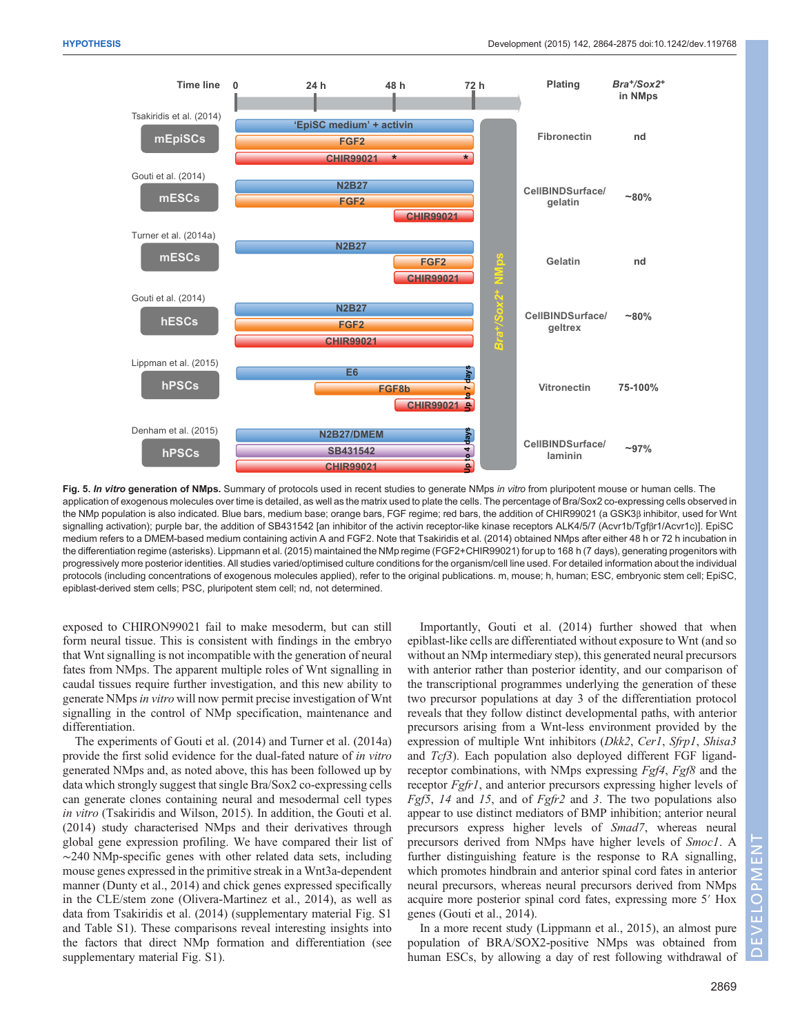**Fig. 5. *In vitro* generation of NMps.** Summary of protocols used in recent studies to generate NMps *in vitro* from pluripotent mouse or human cells. The application of exogenous molecules over time is detailed, as well as the matrix used to plate the cells. The percentage of Bra/Sox2 co-expressing cells observed in the NMp population is also indicated. Blue bars, medium base; orange bars, FGF regime; red bars, the addition of CHIR99021 (a GSK3β inhibitor, used for Wnt signalling activation); purple bar, the addition of SB431542 [an inhibitor of the activin receptor-like kinase receptors ALK4/5/7 (Acvr1b/Tgfβr1/Acvr1c)]. EpiSC medium refers to a DMEM-based medium containing activin A and FGF2. Note that Tsakiridis et al. (2014) obtained NMps after either 48 h or 72 h incubation in the differentiation regime (asterisks). Lippmann et al. (2015) maintained the NMp regime (FGF2+CHIR99021) for up to 168 h (7 days), generating progenitors with progressively more posterior identities. All studies varied/optimised culture conditions for the organism/cell line used. For detailed information about the individual protocols (including concentrations of exogenous molecules applied), refer to the original publications. m, mouse; h, human; ESC, embryonic stem cell; EpiSC, epiblast-derived stem cells; PSC, pluripotent stem cell; nd, not determined.

exposed to CHIRON99021 fail to make mesoderm, but can still form neural tissue. This is consistent with findings in the embryo that Wnt signalling is not incompatible with the generation of neural fates from NMps. The apparent multiple roles of Wnt signalling in caudal tissues require further investigation, and this new ability to generate NMps *in vitro* will now permit precise investigation of Wnt signalling in the control of NMp specification, maintenance and differentiation.

The experiments of Gouti et al. (2014) and Turner et al. (2014a) provide the first solid evidence for the dual-fated nature of *in vitro* generated NMps and, as noted above, this has been followed up by data which strongly suggest that single Bra/Sox2 co-expressing cells can generate clones containing neural and mesodermal cell types *in vitro* (Tsakiridis and Wilson, 2015). In addition, the Gouti et al. (2014) study characterised NMps and their derivatives through global gene expression profiling. We have compared their list of ~240 NMp-specific genes with other related data sets, including mouse genes expressed in the primitive streak in a Wnt3a-dependent manner (Dunty et al., 2014) and chick genes expressed specifically in the CLE/stem zone (Olivera-Martinez et al., 2014), as well as data from Tsakiridis et al. (2014) (supplementary material Fig. S1 and Table S1). These comparisons reveal interesting insights into the factors that direct NMp formation and differentiation (see supplementary material Fig. S1).

Importantly, Gouti et al. (2014) further showed that when epiblast-like cells are differentiated without exposure to Wnt (and so without an NMp intermediary step), this generated neural precursors with anterior rather than posterior identity, and our comparison of the transcriptional programmes underlying the generation of these two precursor populations at day 3 of the differentiation protocol reveals that they follow distinct developmental paths, with anterior precursors arising from a Wnt-less environment provided by the expression of multiple Wnt inhibitors (*Dkk2*, *Cer1*, *Sfrp1*, *Shisa3* and *Tcf3*). Each population also deployed different FGF ligand-receptor combinations, with NMps expressing *Fgf4*, *Fgf8* and the receptor *Fgfr1*, and anterior precursors expressing higher levels of *Fgf5*, *14* and *15*, and of *Fgfr2* and *3*. The two populations also appear to use distinct mediators of BMP inhibition; anterior neural precursors express higher levels of *Smad7*, whereas neural precursors derived from NMps have higher levels of *Smoc1*. A further distinguishing feature is the response to RA signalling, which promotes hindbrain and anterior spinal cord fates in anterior neural precursors, whereas neural precursors derived from NMps acquire more posterior spinal cord fates, expressing more 5′ Hox genes (Gouti et al., 2014).

In a more recent study (Lippmann et al., 2015), an almost pure population of BRA/SOX2-positive NMps was obtained from human ESCs, by allowing a day of rest following withdrawal of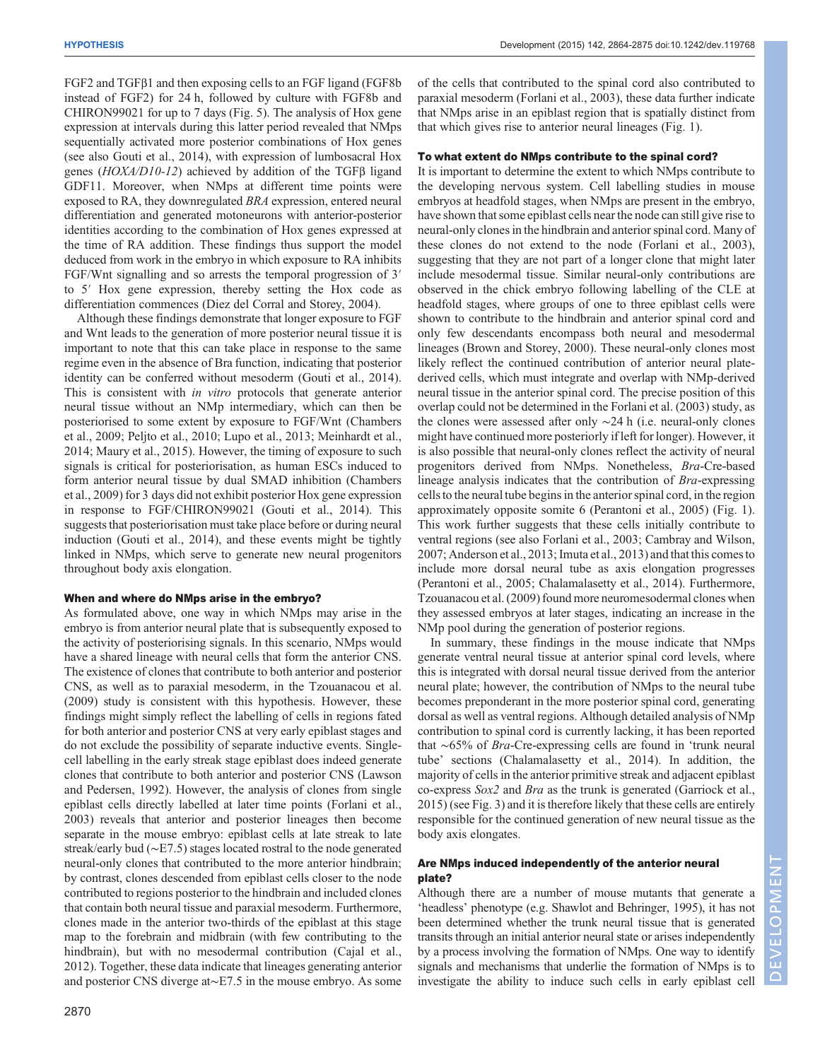FGF2 and TGFβ1 and then exposing cells to an FGF ligand (FGF8b instead of FGF2) for 24 h, followed by culture with FGF8b and CHIRON99021 for up to 7 days (Fig. 5). The analysis of Hox gene expression at intervals during this latter period revealed that NMps sequentially activated more posterior combinations of Hox genes (see also Gouti et al., 2014), with expression of lumbosacral Hox genes (*HOXA/D10-12*) achieved by addition of the TGFβ ligand GDF11. Moreover, when NMps at different time points were exposed to RA, they downregulated *BRA* expression, entered neural differentiation and generated motoneurons with anterior-posterior identities according to the combination of Hox genes expressed at the time of RA addition. These findings thus support the model deduced from work in the embryo in which exposure to RA inhibits FGF/Wnt signalling and so arrests the temporal progression of 3′ to 5′ Hox gene expression, thereby setting the Hox code as differentiation commences (Diez del Corral and Storey, 2004).

Although these findings demonstrate that longer exposure to FGF and Wnt leads to the generation of more posterior neural tissue it is important to note that this can take place in response to the same regime even in the absence of Bra function, indicating that posterior identity can be conferred without mesoderm (Gouti et al., 2014). This is consistent with *in vitro* protocols that generate anterior neural tissue without an NMp intermediary, which can then be posteriorised to some extent by exposure to FGF/Wnt (Chambers et al., 2009; Peljto et al., 2010; Lupo et al., 2013; Meinhardt et al., 2014; Maury et al., 2015). However, the timing of exposure to such signals is critical for posteriorisation, as human ESCs induced to form anterior neural tissue by dual SMAD inhibition (Chambers et al., 2009) for 3 days did not exhibit posterior Hox gene expression in response to FGF/CHIRON99021 (Gouti et al., 2014). This suggests that posteriorisation must take place before or during neural induction (Gouti et al., 2014), and these events might be tightly linked in NMps, which serve to generate new neural progenitors throughout body axis elongation.

### When and where do NMps arise in the embryo?

As formulated above, one way in which NMps may arise in the embryo is from anterior neural plate that is subsequently exposed to the activity of posteriorising signals. In this scenario, NMps would have a shared lineage with neural cells that form the anterior CNS. The existence of clones that contribute to both anterior and posterior CNS, as well as to paraxial mesoderm, in the Tzouanacou et al. (2009) study is consistent with this hypothesis. However, these findings might simply reflect the labelling of cells in regions fated for both anterior and posterior CNS at very early epiblast stages and do not exclude the possibility of separate inductive events. Single-cell labelling in the early streak stage epiblast does indeed generate clones that contribute to both anterior and posterior CNS (Lawson and Pedersen, 1992). However, the analysis of clones from single epiblast cells directly labelled at later time points (Forlani et al., 2003) reveals that anterior and posterior lineages then become separate in the mouse embryo: epiblast cells at late streak to late streak/early bud (∼E7.5) stages located rostral to the node generated neural-only clones that contributed to the more anterior hindbrain; by contrast, clones descended from epiblast cells closer to the node contributed to regions posterior to the hindbrain and included clones that contain both neural tissue and paraxial mesoderm. Furthermore, clones made in the anterior two-thirds of the epiblast at this stage map to the forebrain and midbrain (with few contributing to the hindbrain), but with no mesodermal contribution (Cajal et al., 2012). Together, these data indicate that lineages generating anterior and posterior CNS diverge at∼E7.5 in the mouse embryo. As some of the cells that contributed to the spinal cord also contributed to paraxial mesoderm (Forlani et al., 2003), these data further indicate that NMps arise in an epiblast region that is spatially distinct from that which gives rise to anterior neural lineages (Fig. 1).

### To what extent do NMps contribute to the spinal cord?

It is important to determine the extent to which NMps contribute to the developing nervous system. Cell labelling studies in mouse embryos at headfold stages, when NMps are present in the embryo, have shown that some epiblast cells near the node can still give rise to neural-only clones in the hindbrain and anterior spinal cord. Many of these clones do not extend to the node (Forlani et al., 2003), suggesting that they are not part of a longer clone that might later include mesodermal tissue. Similar neural-only contributions are observed in the chick embryo following labelling of the CLE at headfold stages, where groups of one to three epiblast cells were shown to contribute to the hindbrain and anterior spinal cord and only few descendants encompass both neural and mesodermal lineages (Brown and Storey, 2000). These neural-only clones most likely reflect the continued contribution of anterior neural plate-derived cells, which must integrate and overlap with NMp-derived neural tissue in the anterior spinal cord. The precise position of this overlap could not be determined in the Forlani et al. (2003) study, as the clones were assessed after only ∼24 h (i.e. neural-only clones might have continued more posteriorly if left for longer). However, it is also possible that neural-only clones reflect the activity of neural progenitors derived from NMps. Nonetheless, *Bra*-Cre-based lineage analysis indicates that the contribution of *Bra*-expressing cells to the neural tube begins in the anterior spinal cord, in the region approximately opposite somite 6 (Perantoni et al., 2005) (Fig. 1). This work further suggests that these cells initially contribute to ventral regions (see also Forlani et al., 2003; Cambray and Wilson, 2007; Anderson et al., 2013; Imuta et al., 2013) and that this comes to include more dorsal neural tube as axis elongation progresses (Perantoni et al., 2005; Chalamalasetty et al., 2014). Furthermore, Tzouanacou et al. (2009) found more neuromesodermal clones when they assessed embryos at later stages, indicating an increase in the NMp pool during the generation of posterior regions.

In summary, these findings in the mouse indicate that NMps generate ventral neural tissue at anterior spinal cord levels, where this is integrated with dorsal neural tissue derived from the anterior neural plate; however, the contribution of NMps to the neural tube becomes preponderant in the more posterior spinal cord, generating dorsal as well as ventral regions. Although detailed analysis of NMp contribution to spinal cord is currently lacking, it has been reported that ∼65% of *Bra*-Cre-expressing cells are found in 'trunk neural tube' sections (Chalamalasetty et al., 2014). In addition, the majority of cells in the anterior primitive streak and adjacent epiblast co-express *Sox2* and *Bra* as the trunk is generated (Garriock et al., 2015) (see Fig. 3) and it is therefore likely that these cells are entirely responsible for the continued generation of new neural tissue as the body axis elongates.

### Are NMps induced independently of the anterior neural plate?

Although there are a number of mouse mutants that generate a 'headless' phenotype (e.g. Shawlot and Behringer, 1995), it has not been determined whether the trunk neural tissue that is generated transits through an initial anterior neural state or arises independently by a process involving the formation of NMps. One way to identify signals and mechanisms that underlie the formation of NMps is to investigate the ability to induce such cells in early epiblast cell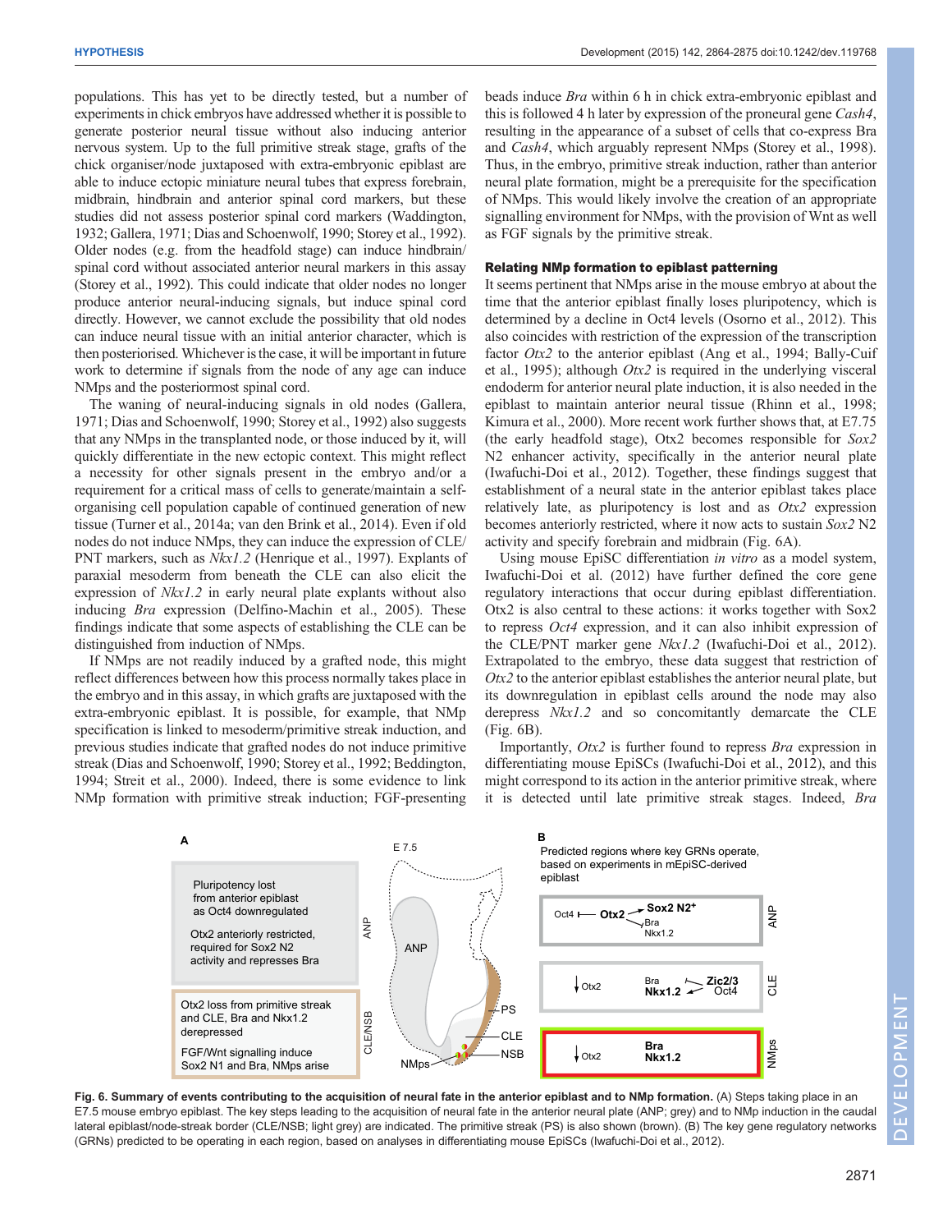populations. This has yet to be directly tested, but a number of experiments in chick embryos have addressed whether it is possible to generate posterior neural tissue without also inducing anterior nervous system. Up to the full primitive streak stage, grafts of the chick organiser/node juxtaposed with extra-embryonic epiblast are able to induce ectopic miniature neural tubes that express forebrain, midbrain, hindbrain and anterior spinal cord markers, but these studies did not assess posterior spinal cord markers (Waddington, 1932; Gallera, 1971; Dias and Schoenwolf, 1990; Storey et al., 1992). Older nodes (e.g. from the headfold stage) can induce hindbrain/spinal cord without associated anterior neural markers in this assay (Storey et al., 1992). This could indicate that older nodes no longer produce anterior neural-inducing signals, but induce spinal cord directly. However, we cannot exclude the possibility that old nodes can induce neural tissue with an initial anterior character, which is then posteriorised. Whichever is the case, it will be important in future work to determine if signals from the node of any age can induce NMps and the posteriormost spinal cord.

The waning of neural-inducing signals in old nodes (Gallera, 1971; Dias and Schoenwolf, 1990; Storey et al., 1992) also suggests that any NMps in the transplanted node, or those induced by it, will quickly differentiate in the new ectopic context. This might reflect a necessity for other signals present in the embryo and/or a requirement for a critical mass of cells to generate/maintain a self-organising cell population capable of continued generation of new tissue (Turner et al., 2014a; van den Brink et al., 2014). Even if old nodes do not induce NMps, they can induce the expression of CLE/PNT markers, such as *Nkx1.2* (Henrique et al., 1997). Explants of paraxial mesoderm from beneath the CLE can also elicit the expression of *Nkx1.2* in early neural plate explants without also inducing *Bra* expression (Delfino-Machin et al., 2005). These findings indicate that some aspects of establishing the CLE can be distinguished from induction of NMps.

If NMps are not readily induced by a grafted node, this might reflect differences between how this process normally takes place in the embryo and in this assay, in which grafts are juxtaposed with the extra-embryonic epiblast. It is possible, for example, that NMp specification is linked to mesoderm/primitive streak induction, and previous studies indicate that grafted nodes do not induce primitive streak (Dias and Schoenwolf, 1990; Storey et al., 1992; Beddington, 1994; Streit et al., 2000). Indeed, there is some evidence to link NMp formation with primitive streak induction; FGF-presenting beads induce *Bra* within 6 h in chick extra-embryonic epiblast and this is followed 4 h later by expression of the proneural gene *Cash4*, resulting in the appearance of a subset of cells that co-express Bra and *Cash4*, which arguably represent NMps (Storey et al., 1998). Thus, in the embryo, primitive streak induction, rather than anterior neural plate formation, might be a prerequisite for the specification of NMps. This would likely involve the creation of an appropriate signalling environment for NMps, with the provision of Wnt as well as FGF signals by the primitive streak.

## Relating NMp formation to epiblast patterning

It seems pertinent that NMps arise in the mouse embryo at about the time that the anterior epiblast finally loses pluripotency, which is determined by a decline in Oct4 levels (Osorno et al., 2012). This also coincides with restriction of the expression of the transcription factor *Otx2* to the anterior epiblast (Ang et al., 1994; Bally-Cuif et al., 1995); although *Otx2* is required in the underlying visceral endoderm for anterior neural plate induction, it is also needed in the epiblast to maintain anterior neural tissue (Rhinn et al., 1998; Kimura et al., 2000). More recent work further shows that, at E7.75 (the early headfold stage), Otx2 becomes responsible for *Sox2* N2 enhancer activity, specifically in the anterior neural plate (Iwafuchi-Doi et al., 2012). Together, these findings suggest that establishment of a neural state in the anterior epiblast takes place relatively late, as pluripotency is lost and as *Otx2* expression becomes anteriorly restricted, where it now acts to sustain *Sox2* N2 activity and specify forebrain and midbrain (Fig. 6A).

Using mouse EpiSC differentiation *in vitro* as a model system, Iwafuchi-Doi et al. (2012) have further defined the core gene regulatory interactions that occur during epiblast differentiation. Otx2 is also central to these actions: it works together with Sox2 to repress *Oct4* expression, and it can also inhibit expression of the CLE/PNT marker gene *Nkx1.2* (Iwafuchi-Doi et al., 2012). Extrapolated to the embryo, these data suggest that restriction of *Otx2* to the anterior epiblast establishes the anterior neural plate, but its downregulation in epiblast cells around the node may also derepress *Nkx1.2* and so concomitantly demarcate the CLE (Fig. 6B).

Importantly, *Otx2* is further found to repress *Bra* expression in differentiating mouse EpiSCs (Iwafuchi-Doi et al., 2012), and this might correspond to its action in the anterior primitive streak, where it is detected until late primitive streak stages. Indeed, *Bra*

**Fig. 6. Summary of events contributing to the acquisition of neural fate in the anterior epiblast and to NMp formation.** (A) Steps taking place in an E7.5 mouse embryo epiblast. The key steps leading to the acquisition of neural fate in the anterior neural plate (ANP; grey) and to NMp induction in the caudal lateral epiblast/node-streak border (CLE/NSB; light grey) are indicated. The primitive streak (PS) is also shown (brown). (B) The key gene regulatory networks (GRNs) predicted to be operating in each region, based on analyses in differentiating mouse EpiSCs (Iwafuchi-Doi et al., 2012).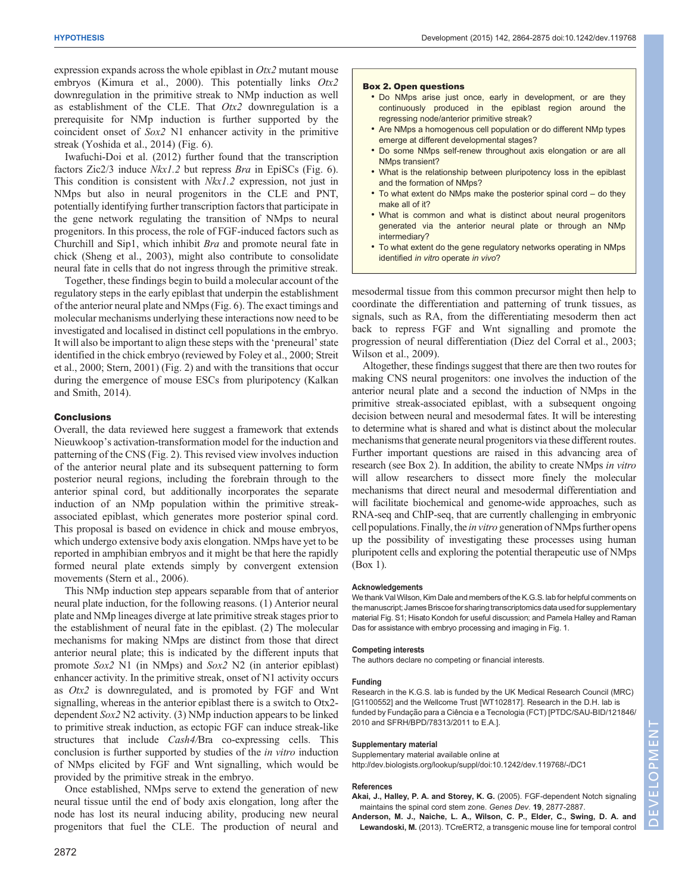expression expands across the whole epiblast in *Otx2* mutant mouse embryos (Kimura et al., 2000). This potentially links *Otx2* downregulation in the primitive streak to NMp induction as well as establishment of the CLE. That *Otx2* downregulation is a prerequisite for NMp induction is further supported by the coincident onset of *Sox2* N1 enhancer activity in the primitive streak (Yoshida et al., 2014) (Fig. 6).

Iwafuchi-Doi et al. (2012) further found that the transcription factors Zic2/3 induce *Nkx1.2* but repress *Bra* in EpiSCs (Fig. 6). This condition is consistent with *Nkx1.2* expression, not just in NMps but also in neural progenitors in the CLE and PNT, potentially identifying further transcription factors that participate in the gene network regulating the transition of NMps to neural progenitors. In this process, the role of FGF-induced factors such as Churchill and Sip1, which inhibit *Bra* and promote neural fate in chick (Sheng et al., 2003), might also contribute to consolidate neural fate in cells that do not ingress through the primitive streak.

Together, these findings begin to build a molecular account of the regulatory steps in the early epiblast that underpin the establishment of the anterior neural plate and NMps (Fig. 6). The exact timings and molecular mechanisms underlying these interactions now need to be investigated and localised in distinct cell populations in the embryo. It will also be important to align these steps with the 'preneural' state identified in the chick embryo (reviewed by Foley et al., 2000; Streit et al., 2000; Stern, 2001) (Fig. 2) and with the transitions that occur during the emergence of mouse ESCs from pluripotency (Kalkan and Smith, 2014).

## Conclusions

Overall, the data reviewed here suggest a framework that extends Nieuwkoop's activation-transformation model for the induction and patterning of the CNS (Fig. 2). This revised view involves induction of the anterior neural plate and its subsequent patterning to form posterior neural regions, including the forebrain through to the anterior spinal cord, but additionally incorporates the separate induction of an NMp population within the primitive streak-associated epiblast, which generates more posterior spinal cord. This proposal is based on evidence in chick and mouse embryos, which undergo extensive body axis elongation. NMps have yet to be reported in amphibian embryos and it might be that here the rapidly formed neural plate extends simply by convergent extension movements (Stern et al., 2006).

This NMp induction step appears separable from that of anterior neural plate induction, for the following reasons. (1) Anterior neural plate and NMp lineages diverge at late primitive streak stages prior to the establishment of neural fate in the epiblast. (2) The molecular mechanisms for making NMps are distinct from those that direct anterior neural plate; this is indicated by the different inputs that promote *Sox2* N1 (in NMps) and *Sox2* N2 (in anterior epiblast) enhancer activity. In the primitive streak, onset of N1 activity occurs as *Otx2* is downregulated, and is promoted by FGF and Wnt signalling, whereas in the anterior epiblast there is a switch to Otx2-dependent *Sox2* N2 activity. (3) NMp induction appears to be linked to primitive streak induction, as ectopic FGF can induce streak-like structures that include *Cash4*/Bra co-expressing cells. This conclusion is further supported by studies of the *in vitro* induction of NMps elicited by FGF and Wnt signalling, which would be provided by the primitive streak in the embryo.

Once established, NMps serve to extend the generation of new neural tissue until the end of body axis elongation, long after the node has lost its neural inducing ability, producing new neural progenitors that fuel the CLE. The production of neural and mesodermal tissue from this common precursor might then help to coordinate the differentiation and patterning of trunk tissues, as signals, such as RA, from the differentiating mesoderm then act back to repress FGF and Wnt signalling and promote the progression of neural differentiation (Diez del Corral et al., 2003; Wilson et al., 2009).

Altogether, these findings suggest that there are then two routes for making CNS neural progenitors: one involves the induction of the anterior neural plate and a second the induction of NMps in the primitive streak-associated epiblast, with a subsequent ongoing decision between neural and mesodermal fates. It will be interesting to determine what is shared and what is distinct about the molecular mechanisms that generate neural progenitors via these different routes. Further important questions are raised in this advancing area of research (see Box 2). In addition, the ability to create NMps *in vitro* will allow researchers to dissect more finely the molecular mechanisms that direct neural and mesodermal differentiation and will facilitate biochemical and genome-wide approaches, such as RNA-seq and ChIP-seq, that are currently challenging in embryonic cell populations. Finally, the *in vitro* generation of NMps further opens up the possibility of investigating these processes using human pluripotent cells and exploring the potential therapeutic use of NMps (Box 1).

**Box 2. Open questions**

- Do NMps arise just once, early in development, or are they continuously produced in the epiblast region around the regressing node/anterior primitive streak?
- Are NMps a homogenous cell population or do different NMp types emerge at different developmental stages?
- Do some NMps self-renew throughout axis elongation or are all NMps transient?
- What is the relationship between pluripotency loss in the epiblast and the formation of NMps?
- To what extent do NMps make the posterior spinal cord – do they make all of it?
- What is common and what is distinct about neural progenitors generated via the anterior neural plate or through an NMp intermediary?
- To what extent do the gene regulatory networks operating in NMps identified *in vitro* operate *in vivo*?

#### Acknowledgements

We thank Val Wilson, Kim Dale and members of the K.G.S. lab for helpful comments on the manuscript; James Briscoe for sharing transcriptomics data used for supplementary material Fig. S1; Hisato Kondoh for useful discussion; and Pamela Halley and Raman Das for assistance with embryo processing and imaging in Fig. 1.

#### Competing interests

The authors declare no competing or financial interests.

#### Funding

Research in the K.G.S. lab is funded by the UK Medical Research Council (MRC) [G1100552] and the Wellcome Trust [WT102817]. Research in the D.H. lab is funded by Fundação para a Ciência e a Tecnologia (FCT) [PTDC/SAU-BID/121846/2010 and SFRH/BPD/78313/2011 to E.A.].

#### Supplementary material

Supplementary material available online at http://dev.biologists.org/lookup/suppl/doi:10.1242/dev.119768/-/DC1

#### References

**Akai, J., Halley, P. A. and Storey, K. G.** (2005). FGF-dependent Notch signaling maintains the spinal cord stem zone. *Genes Dev.* **19**, 2877-2887.

**Anderson, M. J., Naiche, L. A., Wilson, C. P., Elder, C., Swing, D. A. and Lewandoski, M.** (2013). TCreERT2, a transgenic mouse line for temporal control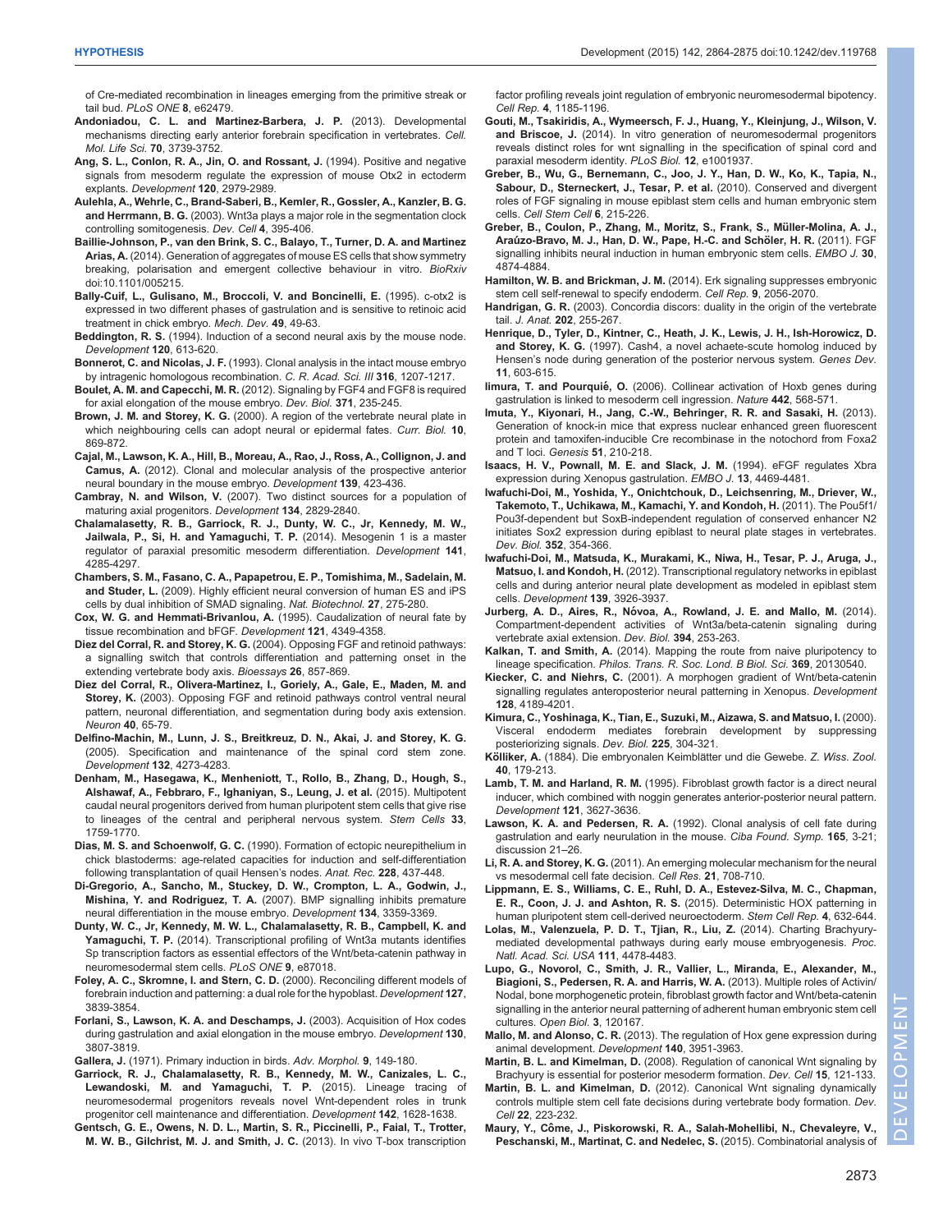of Cre-mediated recombination in lineages emerging from the primitive streak or tail bud. *PLoS ONE* **8**, e62479.

**Andoniadou, C. L. and Martinez-Barbera, J. P.** (2013). Developmental mechanisms directing early anterior forebrain specification in vertebrates. *Cell. Mol. Life Sci.* **70**, 3739-3752.

**Ang, S. L., Conlon, R. A., Jin, O. and Rossant, J.** (1994). Positive and negative signals from mesoderm regulate the expression of mouse Otx2 in ectoderm explants. *Development* **120**, 2979-2989.

**Aulehla, A., Wehrle, C., Brand-Saberi, B., Kemler, R., Gossler, A., Kanzler, B. G. and Herrmann, B. G.** (2003). Wnt3a plays a major role in the segmentation clock controlling somitogenesis. *Dev. Cell* **4**, 395-406.

**Baillie-Johnson, P., van den Brink, S. C., Balayo, T., Turner, D. A. and Martinez Arias, A.** (2014). Generation of aggregates of mouse ES cells that show symmetry breaking, polarisation and emergent collective behaviour in vitro. *BioRxiv* doi:10.1101/005215.

**Bally-Cuif, L., Gulisano, M., Broccoli, V. and Boncinelli, E.** (1995). c-otx2 is expressed in two different phases of gastrulation and is sensitive to retinoic acid treatment in chick embryo. *Mech. Dev.* **49**, 49-63.

**Beddington, R. S.** (1994). Induction of a second neural axis by the mouse node. *Development* **120**, 613-620.

**Bonnerot, C. and Nicolas, J. F.** (1993). Clonal analysis in the intact mouse embryo by intragenic homologous recombination. *C. R. Acad. Sci. III* **316**, 1207-1217.

**Boulet, A. M. and Capecchi, M. R.** (2012). Signaling by FGF4 and FGF8 is required for axial elongation of the mouse embryo. *Dev. Biol.* **371**, 235-245.

**Brown, J. M. and Storey, K. G.** (2000). A region of the vertebrate neural plate in which neighbouring cells can adopt neural or epidermal fates. *Curr. Biol.* **10**, 869-872.

**Cajal, M., Lawson, K. A., Hill, B., Moreau, A., Rao, J., Ross, A., Collignon, J. and Camus, A.** (2012). Clonal and molecular analysis of the prospective anterior neural boundary in the mouse embryo. *Development* **139**, 423-436.

**Cambray, N. and Wilson, V.** (2007). Two distinct sources for a population of maturing axial progenitors. *Development* **134**, 2829-2840.

**Chalamalasetty, R. B., Garriock, R. J., Dunty, W. C., Jr, Kennedy, M. W., Jailwala, P., Si, H. and Yamaguchi, T. P.** (2014). Mesogenin 1 is a master regulator of paraxial presomitic mesoderm differentiation. *Development* **141**, 4285-4297.

**Chambers, S. M., Fasano, C. A., Papapetrou, E. P., Tomishima, M., Sadelain, M. and Studer, L.** (2009). Highly efficient neural conversion of human ES and iPS cells by dual inhibition of SMAD signaling. *Nat. Biotechnol.* **27**, 275-280.

**Cox, W. G. and Hemmati-Brivanlou, A.** (1995). Caudalization of neural fate by tissue recombination and bFGF. *Development* **121**, 4349-4358.

**Diez del Corral, R. and Storey, K. G.** (2004). Opposing FGF and retinoid pathways: a signalling switch that controls differentiation and patterning onset in the extending vertebrate body axis. *Bioessays* **26**, 857-869.

**Diez del Corral, R., Olivera-Martinez, I., Goriely, A., Gale, E., Maden, M. and Storey, K.** (2003). Opposing FGF and retinoid pathways control ventral neural pattern, neuronal differentiation, and segmentation during body axis extension. *Neuron* **40**, 65-79.

**Delfino-Machin, M., Lunn, J. S., Breitkreuz, D. N., Akai, J. and Storey, K. G.** (2005). Specification and maintenance of the spinal cord stem zone. *Development* **132**, 4273-4283.

**Denham, M., Hasegawa, K., Menheniott, T., Rollo, B., Zhang, D., Hough, S., Alshawaf, A., Febbraro, F., Ighaniyan, S., Leung, J. et al.** (2015). Multipotent caudal neural progenitors derived from human pluripotent stem cells that give rise to lineages of the central and peripheral nervous system. *Stem Cells* **33**, 1759-1770.

**Dias, M. S. and Schoenwolf, G. C.** (1990). Formation of ectopic neurepithelium in chick blastoderms: age-related capacities for induction and self-differentiation following transplantation of quail Hensen's nodes. *Anat. Rec.* **228**, 437-448.

**Di-Gregorio, A., Sancho, M., Stuckey, D. W., Crompton, L. A., Godwin, J., Mishina, Y. and Rodriguez, T. A.** (2007). BMP signalling inhibits premature neural differentiation in the mouse embryo. *Development* **134**, 3359-3369.

**Dunty, W. C., Jr, Kennedy, M. W. L., Chalamalasetty, R. B., Campbell, K. and Yamaguchi, T. P.** (2014). Transcriptional profiling of Wnt3a mutants identifies Sp transcription factors as essential effectors of the Wnt/beta-catenin pathway in neuromesodermal stem cells. *PLoS ONE* **9**, e87018.

**Foley, A. C., Skromne, I. and Stern, C. D.** (2000). Reconciling different models of forebrain induction and patterning: a dual role for the hypoblast. *Development* **127**, 3839-3854.

**Forlani, S., Lawson, K. A. and Deschamps, J.** (2003). Acquisition of Hox codes during gastrulation and axial elongation in the mouse embryo. *Development* **130**, 3807-3819.

**Gallera, J.** (1971). Primary induction in birds. *Adv. Morphol.* **9**, 149-180.

**Garriock, R. J., Chalamalasetty, R. B., Kennedy, M. W., Canizales, L. C., Lewandoski, M. and Yamaguchi, T. P.** (2015). Lineage tracing of neuromesodermal progenitors reveals novel Wnt-dependent roles in trunk progenitor cell maintenance and differentiation. *Development* **142**, 1628-1638.

**Gentsch, G. E., Owens, N. D. L., Martin, S. R., Piccinelli, P., Faial, T., Trotter, M. W. B., Gilchrist, M. J. and Smith, J. C.** (2013). In vivo T-box transcription factor profiling reveals joint regulation of embryonic neuromesodermal bipotency. *Cell Rep.* **4**, 1185-1196.

**Gouti, M., Tsakiridis, A., Wymeersch, F. J., Huang, Y., Kleinjung, J., Wilson, V. and Briscoe, J.** (2014). In vitro generation of neuromesodermal progenitors reveals distinct roles for wnt signalling in the specification of spinal cord and paraxial mesoderm identity. *PLoS Biol.* **12**, e1001937.

**Greber, B., Wu, G., Bernemann, C., Joo, J. Y., Han, D. W., Ko, K., Tapia, N., Sabour, D., Sterneckert, J., Tesar, P. et al.** (2010). Conserved and divergent roles of FGF signaling in mouse epiblast stem cells and human embryonic stem cells. *Cell Stem Cell* **6**, 215-226.

**Greber, B., Coulon, P., Zhang, M., Moritz, S., Frank, S., Müller-Molina, A. J., Araúzo-Bravo, M. J., Han, D. W., Pape, H.-C. and Schöler, H. R.** (2011). FGF signalling inhibits neural induction in human embryonic stem cells. *EMBO J.* **30**, 4874-4884.

**Hamilton, W. B. and Brickman, J. M.** (2014). Erk signaling suppresses embryonic stem cell self-renewal to specify endoderm. *Cell Rep.* **9**, 2056-2070.

**Handrigan, G. R.** (2003). Concordia discors: duality in the origin of the vertebrate tail. *J. Anat.* **202**, 255-267.

**Henrique, D., Tyler, D., Kintner, C., Heath, J. K., Lewis, J. H., Ish-Horowicz, D. and Storey, K. G.** (1997). Cash4, a novel achaete-scute homolog induced by Hensen's node during generation of the posterior nervous system. *Genes Dev.* **11**, 603-615.

**Iimura, T. and Pourquié, O.** (2006). Collinear activation of Hoxb genes during gastrulation is linked to mesoderm cell ingression. *Nature* **442**, 568-571.

**Imuta, Y., Kiyonari, H., Jang, C.-W., Behringer, R. R. and Sasaki, H.** (2013). Generation of knock-in mice that express nuclear enhanced green fluorescent protein and tamoxifen-inducible Cre recombinase in the notochord from Foxa2 and T loci. *Genesis* **51**, 210-218.

**Isaacs, H. V., Pownall, M. E. and Slack, J. M.** (1994). eFGF regulates Xbra expression during Xenopus gastrulation. *EMBO J.* **13**, 4469-4481.

**Iwafuchi-Doi, M., Yoshida, Y., Onichtchouk, D., Leichsenring, M., Driever, W., Takemoto, T., Uchikawa, M., Kamachi, Y. and Kondoh, H.** (2011). The Pou5f1/Pou3f-dependent but SoxB-independent regulation of conserved enhancer N2 initiates Sox2 expression during epiblast to neural plate stages in vertebrates. *Dev. Biol.* **352**, 354-366.

**Iwafuchi-Doi, M., Matsuda, K., Murakami, K., Niwa, H., Tesar, P. J., Aruga, J., Matsuo, I. and Kondoh, H.** (2012). Transcriptional regulatory networks in epiblast cells and during anterior neural plate development as modeled in epiblast stem cells. *Development* **139**, 3926-3937.

**Jurberg, A. D., Aires, R., Nóvoa, A., Rowland, J. E. and Mallo, M.** (2014). Compartment-dependent activities of Wnt3a/beta-catenin signaling during vertebrate axial extension. *Dev. Biol.* **394**, 253-263.

**Kalkan, T. and Smith, A.** (2014). Mapping the route from naive pluripotency to lineage specification. *Philos. Trans. R. Soc. Lond. B Biol. Sci.* **369**, 20130540.

**Kiecker, C. and Niehrs, C.** (2001). A morphogen gradient of Wnt/beta-catenin signalling regulates anteroposterior neural patterning in Xenopus. *Development* **128**, 4189-4201.

**Kimura, C., Yoshinaga, K., Tian, E., Suzuki, M., Aizawa, S. and Matsuo, I.** (2000). Visceral endoderm mediates forebrain development by suppressing posteriorizing signals. *Dev. Biol.* **225**, 304-321.

**Kölliker, A.** (1884). Die embryonalen Keimblätter und die Gewebe. *Z. Wiss. Zool.* **40**, 179-213.

**Lamb, T. M. and Harland, R. M.** (1995). Fibroblast growth factor is a direct neural inducer, which combined with noggin generates anterior-posterior neural pattern. *Development* **121**, 3627-3636.

**Lawson, K. A. and Pedersen, R. A.** (1992). Clonal analysis of cell fate during gastrulation and early neurulation in the mouse. *Ciba Found. Symp.* **165**, 3-21; discussion 21–26.

**Li, R. A. and Storey, K. G.** (2011). An emerging molecular mechanism for the neural vs mesodermal cell fate decision. *Cell Res.* **21**, 708-710.

**Lippmann, E. S., Williams, C. E., Ruhl, D. A., Estevez-Silva, M. C., Chapman, E. R., Coon, J. J. and Ashton, R. S.** (2015). Deterministic HOX patterning in human pluripotent stem cell-derived neuroectoderm. *Stem Cell Rep.* **4**, 632-644.

**Lolas, M., Valenzuela, P. D. T., Tjian, R., Liu, Z.** (2014). Charting Brachyury-mediated developmental pathways during early mouse embryogenesis. *Proc. Natl. Acad. Sci. USA* **111**, 4478-4483.

**Lupo, G., Novorol, C., Smith, J. R., Vallier, L., Miranda, E., Alexander, M., Biagioni, S., Pedersen, R. A. and Harris, W. A.** (2013). Multiple roles of Activin/Nodal, bone morphogenetic protein, fibroblast growth factor and Wnt/beta-catenin signalling in the anterior neural patterning of adherent human embryonic stem cell cultures. *Open Biol.* **3**, 120167.

**Mallo, M. and Alonso, C. R.** (2013). The regulation of Hox gene expression during animal development. *Development* **140**, 3951-3963.

**Martin, B. L. and Kimelman, D.** (2008). Regulation of canonical Wnt signaling by Brachyury is essential for posterior mesoderm formation. *Dev. Cell* **15**, 121-133.

**Martin, B. L. and Kimelman, D.** (2012). Canonical Wnt signaling dynamically controls multiple stem cell fate decisions during vertebrate body formation. *Dev. Cell* **22**, 223-232.

**Maury, Y., Côme, J., Piskorowski, R. A., Salah-Mohellibi, N., Chevaleyre, V., Peschanski, M., Martinat, C. and Nedelec, S.** (2015). Combinatorial analysis of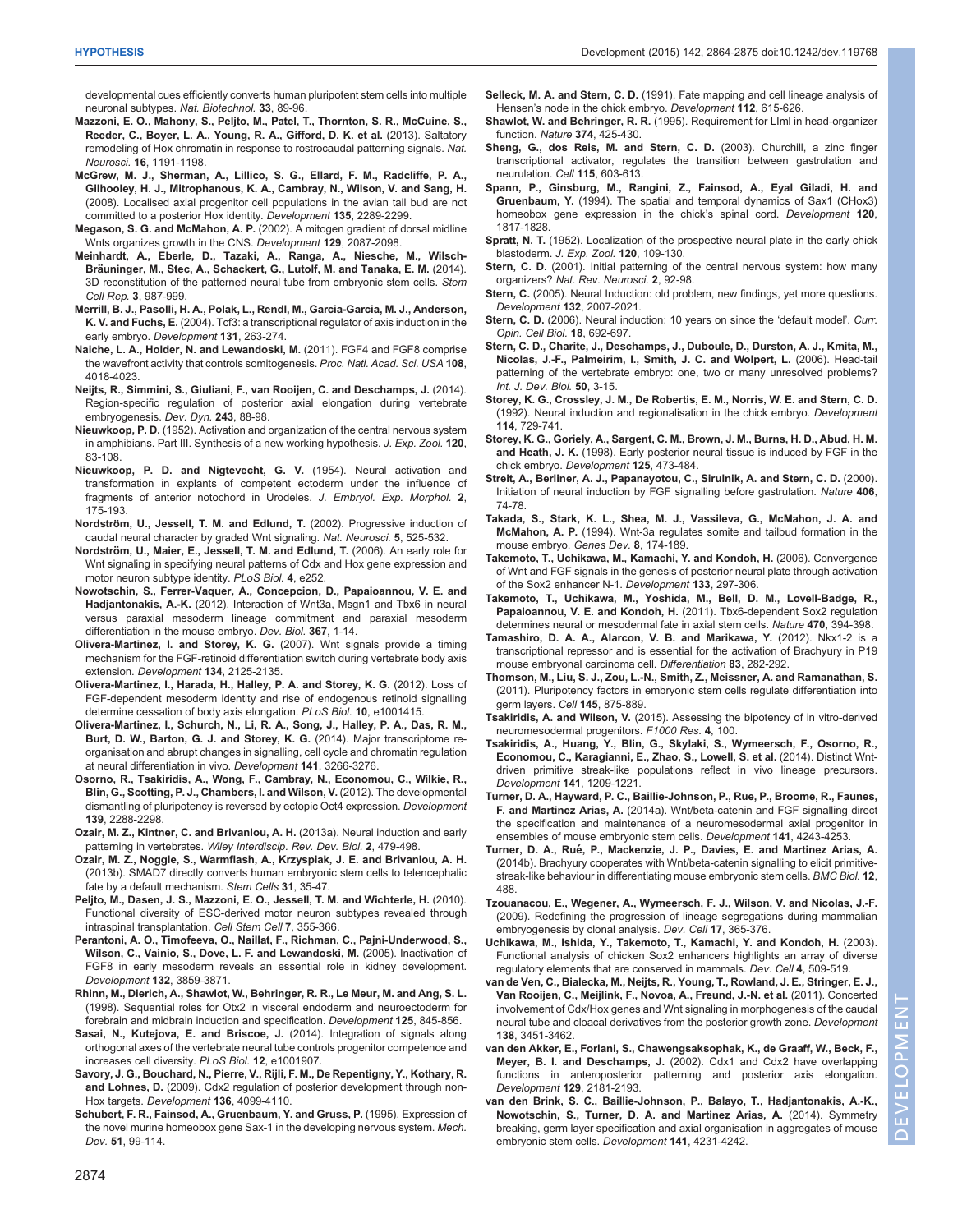developmental cues efficiently converts human pluripotent stem cells into multiple neuronal subtypes. *Nat. Biotechnol.* **33**, 89-96.

**Mazzoni, E. O., Mahony, S., Peljto, M., Patel, T., Thornton, S. R., McCuine, S., Reeder, C., Boyer, L. A., Young, R. A., Gifford, D. K. et al.** (2013). Saltatory remodeling of Hox chromatin in response to rostrocaudal patterning signals. *Nat. Neurosci.* **16**, 1191-1198.

**McGrew, M. J., Sherman, A., Lillico, S. G., Ellard, F. M., Radcliffe, P. A., Gilhooley, H. J., Mitrophanous, K. A., Cambray, N., Wilson, V. and Sang, H.** (2008). Localised axial progenitor cell populations in the avian tail bud are not committed to a posterior Hox identity. *Development* **135**, 2289-2299.

**Megason, S. G. and McMahon, A. P.** (2002). A mitogen gradient of dorsal midline Wnts organizes growth in the CNS. *Development* **129**, 2087-2098.

**Meinhardt, A., Eberle, D., Tazaki, A., Ranga, A., Niesche, M., Wilsch-Bräuninger, M., Stec, A., Schackert, G., Lutolf, M. and Tanaka, E. M.** (2014). 3D reconstitution of the patterned neural tube from embryonic stem cells. *Stem Cell Rep.* **3**, 987-999.

**Merrill, B. J., Pasolli, H. A., Polak, L., Rendl, M., Garcia-Garcia, M. J., Anderson, K. V. and Fuchs, E.** (2004). Tcf3: a transcriptional regulator of axis induction in the early embryo. *Development* **131**, 263-274.

**Naiche, L. A., Holder, N. and Lewandoski, M.** (2011). FGF4 and FGF8 comprise the wavefront activity that controls somitogenesis. *Proc. Natl. Acad. Sci. USA* **108**, 4018-4023.

**Neijts, R., Simmini, S., Giuliani, F., van Rooijen, C. and Deschamps, J.** (2014). Region-specific regulation of posterior axial elongation during vertebrate embryogenesis. *Dev. Dyn.* **243**, 88-98.

**Nieuwkoop, P. D.** (1952). Activation and organization of the central nervous system in amphibians. Part III. Synthesis of a new working hypothesis. *J. Exp. Zool.* **120**, 83-108.

**Nieuwkoop, P. D. and Nigtevecht, G. V.** (1954). Neural activation and transformation in explants of competent ectoderm under the influence of fragments of anterior notochord in Urodeles. *J. Embryol. Exp. Morphol.* **2**, 175-193.

**Nordström, U., Jessell, T. M. and Edlund, T.** (2002). Progressive induction of caudal neural character by graded Wnt signaling. *Nat. Neurosci.* **5**, 525-532.

**Nordström, U., Maier, E., Jessell, T. M. and Edlund, T.** (2006). An early role for Wnt signaling in specifying neural patterns of Cdx and Hox gene expression and motor neuron subtype identity. *PLoS Biol.* **4**, e252.

**Nowotschin, S., Ferrer-Vaquer, A., Concepcion, D., Papaioannou, V. E. and Hadjantonakis, A.-K.** (2012). Interaction of Wnt3a, Msgn1 and Tbx6 in neural versus paraxial mesoderm lineage commitment and paraxial mesoderm differentiation in the mouse embryo. *Dev. Biol.* **367**, 1-14.

**Olivera-Martinez, I. and Storey, K. G.** (2007). Wnt signals provide a timing mechanism for the FGF-retinoid differentiation switch during vertebrate body axis extension. *Development* **134**, 2125-2135.

**Olivera-Martinez, I., Harada, H., Halley, P. A. and Storey, K. G.** (2012). Loss of FGF-dependent mesoderm identity and rise of endogenous retinoid signalling determine cessation of body axis elongation. *PLoS Biol.* **10**, e1001415.

**Olivera-Martinez, I., Schurch, N., Li, R. A., Song, J., Halley, P. A., Das, R. M., Burt, D. W., Barton, G. J. and Storey, K. G.** (2014). Major transcriptome re-organisation and abrupt changes in signalling, cell cycle and chromatin regulation at neural differentiation in vivo. *Development* **141**, 3266-3276.

**Osorno, R., Tsakiridis, A., Wong, F., Cambray, N., Economou, C., Wilkie, R., Blin, G., Scotting, P. J., Chambers, I. and Wilson, V.** (2012). The developmental dismantling of pluripotency is reversed by ectopic Oct4 expression. *Development* **139**, 2288-2298.

**Ozair, M. Z., Kintner, C. and Brivanlou, A. H.** (2013a). Neural induction and early patterning in vertebrates. *Wiley Interdiscip. Rev. Dev. Biol.* **2**, 479-498.

**Ozair, M. Z., Noggle, S., Warmflash, A., Krzyspiak, J. E. and Brivanlou, A. H.** (2013b). SMAD7 directly converts human embryonic stem cells to telencephalic fate by a default mechanism. *Stem Cells* **31**, 35-47.

**Peljto, M., Dasen, J. S., Mazzoni, E. O., Jessell, T. M. and Wichterle, H.** (2010). Functional diversity of ESC-derived motor neuron subtypes revealed through intraspinal transplantation. *Cell Stem Cell* **7**, 355-366.

**Perantoni, A. O., Timofeeva, O., Naillat, F., Richman, C., Pajni-Underwood, S., Wilson, C., Vainio, S., Dove, L. F. and Lewandoski, M.** (2005). Inactivation of FGF8 in early mesoderm reveals an essential role in kidney development. *Development* **132**, 3859-3871.

**Rhinn, M., Dierich, A., Shawlot, W., Behringer, R. R., Le Meur, M. and Ang, S. L.** (1998). Sequential roles for Otx2 in visceral endoderm and neuroectoderm for forebrain and midbrain induction and specification. *Development* **125**, 845-856.

**Sasai, N., Kutejova, E. and Briscoe, J.** (2014). Integration of signals along orthogonal axes of the vertebrate neural tube controls progenitor competence and increases cell diversity. *PLoS Biol.* **12**, e1001907.

**Savory, J. G., Bouchard, N., Pierre, V., Rijli, F. M., De Repentigny, Y., Kothary, R. and Lohnes, D.** (2009). Cdx2 regulation of posterior development through non-Hox targets. *Development* **136**, 4099-4110.

**Schubert, F. R., Fainsod, A., Gruenbaum, Y. and Gruss, P.** (1995). Expression of the novel murine homeobox gene Sax-1 in the developing nervous system. *Mech. Dev.* **51**, 99-114.

**Selleck, M. A. and Stern, C. D.** (1991). Fate mapping and cell lineage analysis of Hensen's node in the chick embryo. *Development* **112**, 615-626.

**Shawlot, W. and Behringer, R. R.** (1995). Requirement for LIml in head-organizer function. *Nature* **374**, 425-430.

**Sheng, G., dos Reis, M. and Stern, C. D.** (2003). Churchill, a zinc finger transcriptional activator, regulates the transition between gastrulation and neurulation. *Cell* **115**, 603-613.

**Spann, P., Ginsburg, M., Rangini, Z., Fainsod, A., Eyal Giladi, H. and Gruenbaum, Y.** (1994). The spatial and temporal dynamics of Sax1 (CHox3) homeobox gene expression in the chick's spinal cord. *Development* **120**, 1817-1828.

**Spratt, N. T.** (1952). Localization of the prospective neural plate in the early chick blastoderm. *J. Exp. Zool.* **120**, 109-130.

**Stern, C. D.** (2001). Initial patterning of the central nervous system: how many organizers? *Nat. Rev. Neurosci.* **2**, 92-98.

**Stern, C.** (2005). Neural Induction: old problem, new findings, yet more questions. *Development* **132**, 2007-2021.

**Stern, C. D.** (2006). Neural induction: 10 years on since the 'default model'. *Curr. Opin. Cell Biol.* **18**, 692-697.

**Stern, C. D., Charite, J., Deschamps, J., Duboule, D., Durston, A. J., Kmita, M., Nicolas, J.-F., Palmeirim, I., Smith, J. C. and Wolpert, L.** (2006). Head-tail patterning of the vertebrate embryo: one, two or many unresolved problems? *Int. J. Dev. Biol.* **50**, 3-15.

**Storey, K. G., Crossley, J. M., De Robertis, E. M., Norris, W. E. and Stern, C. D.** (1992). Neural induction and regionalisation in the chick embryo. *Development* **114**, 729-741.

**Storey, K. G., Goriely, A., Sargent, C. M., Brown, J. M., Burns, H. D., Abud, H. M. and Heath, J. K.** (1998). Early posterior neural tissue is induced by FGF in the chick embryo. *Development* **125**, 473-484.

**Streit, A., Berliner, A. J., Papanayotou, C., Sirulnik, A. and Stern, C. D.** (2000). Initiation of neural induction by FGF signalling before gastrulation. *Nature* **406**, 74-78.

**Takada, S., Stark, K. L., Shea, M. J., Vassileva, G., McMahon, J. A. and McMahon, A. P.** (1994). Wnt-3a regulates somite and tailbud formation in the mouse embryo. *Genes Dev.* **8**, 174-189.

**Takemoto, T., Uchikawa, M., Kamachi, Y. and Kondoh, H.** (2006). Convergence of Wnt and FGF signals in the genesis of posterior neural plate through activation of the Sox2 enhancer N-1. *Development* **133**, 297-306.

**Takemoto, T., Uchikawa, M., Yoshida, M., Bell, D. M., Lovell-Badge, R., Papaioannou, V. E. and Kondoh, H.** (2011). Tbx6-dependent Sox2 regulation determines neural or mesodermal fate in axial stem cells. *Nature* **470**, 394-398.

**Tamashiro, D. A. A., Alarcon, V. B. and Marikawa, Y.** (2012). Nkx1-2 is a transcriptional repressor and is essential for the activation of Brachyury in P19 mouse embryonal carcinoma cell. *Differentiation* **83**, 282-292.

**Thomson, M., Liu, S. J., Zou, L.-N., Smith, Z., Meissner, A. and Ramanathan, S.** (2011). Pluripotency factors in embryonic stem cells regulate differentiation into germ layers. *Cell* **145**, 875-889.

**Tsakiridis, A. and Wilson, V.** (2015). Assessing the bipotency of in vitro-derived neuromesodermal progenitors. *F1000 Res.* **4**, 100.

**Tsakiridis, A., Huang, Y., Blin, G., Skylaki, S., Wymeersch, F., Osorno, R., Economou, C., Karagianni, E., Zhao, S., Lowell, S. et al.** (2014). Distinct Wnt-driven primitive streak-like populations reflect in vivo lineage precursors. *Development* **141**, 1209-1221.

**Turner, D. A., Hayward, P. C., Baillie-Johnson, P., Rue, P., Broome, R., Faunes, F. and Martinez Arias, A.** (2014a). Wnt/beta-catenin and FGF signalling direct the specification and maintenance of a neuromesodermal axial progenitor in ensembles of mouse embryonic stem cells. *Development* **141**, 4243-4253.

**Turner, D. A., Rué, P., Mackenzie, J. P., Davies, E. and Martinez Arias, A.** (2014b). Brachyury cooperates with Wnt/beta-catenin signalling to elicit primitive-streak-like behaviour in differentiating mouse embryonic stem cells. *BMC Biol.* **12**, 488.

**Tzouanacou, E., Wegener, A., Wymeersch, F. J., Wilson, V. and Nicolas, J.-F.** (2009). Redefining the progression of lineage segregations during mammalian embryogenesis by clonal analysis. *Dev. Cell* **17**, 365-376.

**Uchikawa, M., Ishida, Y., Takemoto, T., Kamachi, Y. and Kondoh, H.** (2003). Functional analysis of chicken Sox2 enhancers highlights an array of diverse regulatory elements that are conserved in mammals. *Dev. Cell* **4**, 509-519.

**van de Ven, C., Bialecka, M., Neijts, R., Young, T., Rowland, J. E., Stringer, E. J., Van Rooijen, C., Meijlink, F., Novoa, A., Freund, J.-N. et al.** (2011). Concerted involvement of Cdx/Hox genes and Wnt signaling in morphogenesis of the caudal neural tube and cloacal derivatives from the posterior growth zone. *Development* **138**, 3451-3462.

**van den Akker, E., Forlani, S., Chawengsaksophak, K., de Graaff, W., Beck, F., Meyer, B. I. and Deschamps, J.** (2002). Cdx1 and Cdx2 have overlapping functions in anteroposterior patterning and posterior axis elongation. *Development* **129**, 2181-2193.

**van den Brink, S. C., Baillie-Johnson, P., Balayo, T., Hadjantonakis, A.-K., Nowotschin, S., Turner, D. A. and Martinez Arias, A.** (2014). Symmetry breaking, germ layer specification and axial organisation in aggregates of mouse embryonic stem cells. *Development* **141**, 4231-4242.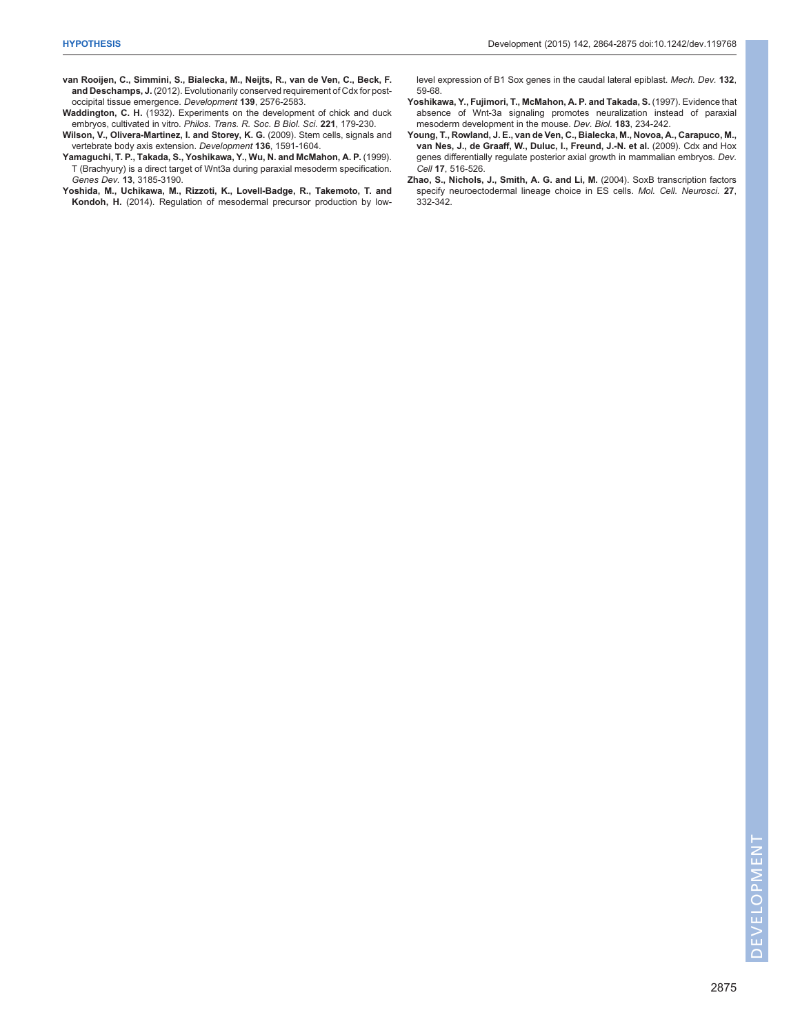**van Rooijen, C., Simmini, S., Bialecka, M., Neijts, R., van de Ven, C., Beck, F. and Deschamps, J.** (2012). Evolutionarily conserved requirement of Cdx for post-occipital tissue emergence. *Development* **139**, 2576-2583.

**Waddington, C. H.** (1932). Experiments on the development of chick and duck embryos, cultivated in vitro. *Philos. Trans. R. Soc. B Biol. Sci.* **221**, 179-230.

**Wilson, V., Olivera-Martinez, I. and Storey, K. G.** (2009). Stem cells, signals and vertebrate body axis extension. *Development* **136**, 1591-1604.

**Yamaguchi, T. P., Takada, S., Yoshikawa, Y., Wu, N. and McMahon, A. P.** (1999). T (Brachyury) is a direct target of Wnt3a during paraxial mesoderm specification. *Genes Dev.* **13**, 3185-3190.

**Yoshida, M., Uchikawa, M., Rizzoti, K., Lovell-Badge, R., Takemoto, T. and Kondoh, H.** (2014). Regulation of mesodermal precursor production by low-level expression of B1 Sox genes in the caudal lateral epiblast. *Mech. Dev.* **132**, 59-68.

**Yoshikawa, Y., Fujimori, T., McMahon, A. P. and Takada, S.** (1997). Evidence that absence of Wnt-3a signaling promotes neuralization instead of paraxial mesoderm development in the mouse. *Dev. Biol.* **183**, 234-242.

**Young, T., Rowland, J. E., van de Ven, C., Bialecka, M., Novoa, A., Carapuco, M., van Nes, J., de Graaff, W., Duluc, I., Freund, J.-N. et al.** (2009). Cdx and Hox genes differentially regulate posterior axial growth in mammalian embryos. *Dev. Cell* **17**, 516-526.

**Zhao, S., Nichols, J., Smith, A. G. and Li, M.** (2004). SoxB transcription factors specify neuroectodermal lineage choice in ES cells. *Mol. Cell. Neurosci.* **27**, 332-342.